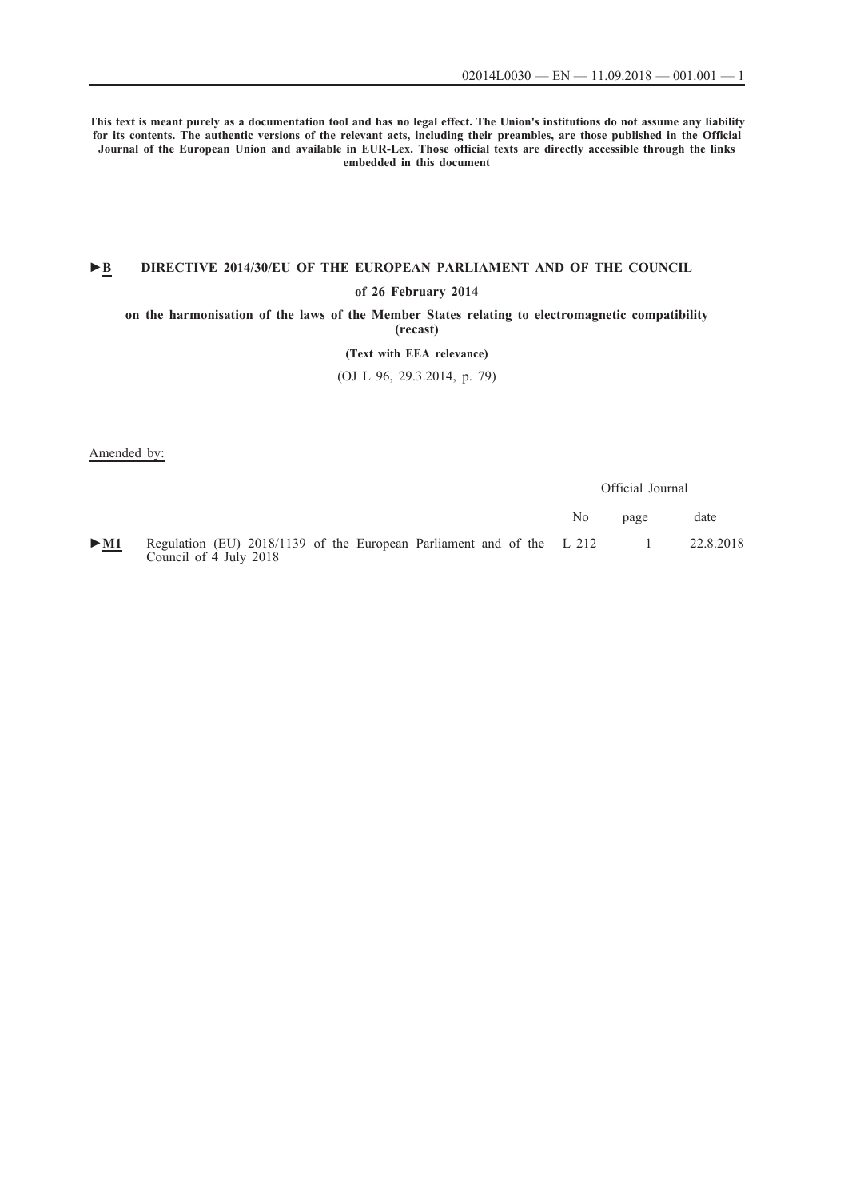**This text is meant purely as a documentation tool and has no legal effect. The Union's institutions do not assume any liability for its contents. The authentic versions of the relevant acts, including their preambles, are those published in the Official Journal of the European Union and available in EUR-Lex. Those official texts are directly accessible through the links embedded in this document**

# ►B DIRECTIVE 2014/30/EU OF THE EUROPEAN PARLIAMENT AND OF THE COUNCIL

**of 26 February 2014**

**on the harmonisation of the laws of the Member States relating to electromagnetic compatibility (recast)**

**(Text with EEA relevance)**

(OJ L 96, 29.3.2014, p. 79)

Amended by:

| | | Official Journal | | |
|---|---|---|---|---|
| | | No | page | date |
| ►M1 | Regulation (EU) 2018/1139 of the European Parliament and of the Council of 4 July 2018 | L 212 | 1 | 22.8.2018 |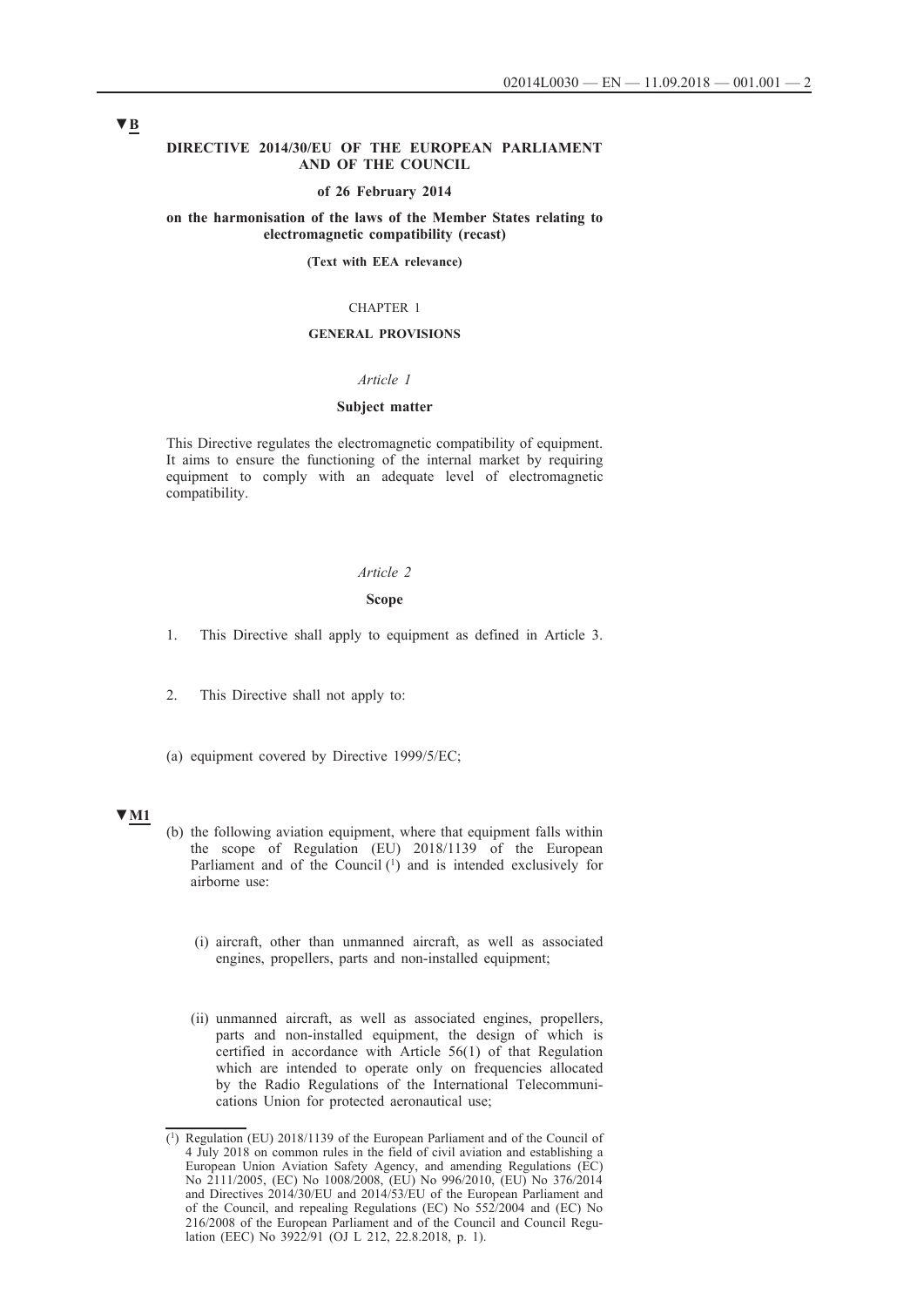▼B

**DIRECTIVE 2014/30/EU OF THE EUROPEAN PARLIAMENT AND OF THE COUNCIL**

**of 26 February 2014**

**on the harmonisation of the laws of the Member States relating to electromagnetic compatibility (recast)**

**(Text with EEA relevance)**

CHAPTER 1

**GENERAL PROVISIONS**

*Article 1*

**Subject matter**

This Directive regulates the electromagnetic compatibility of equipment. It aims to ensure the functioning of the internal market by requiring equipment to comply with an adequate level of electromagnetic compatibility.

*Article 2*

**Scope**

1. This Directive shall apply to equipment as defined in Article 3.

2. This Directive shall not apply to:

(a) equipment covered by Directive 1999/5/EC;

▼M1

(b) the following aviation equipment, where that equipment falls within the scope of Regulation (EU) 2018/1139 of the European Parliament and of the Council [1] and is intended exclusively for airborne use:

(i) aircraft, other than unmanned aircraft, as well as associated engines, propellers, parts and non-installed equipment;

(ii) unmanned aircraft, as well as associated engines, propellers, parts and non-installed equipment, the design of which is certified in accordance with Article 56(1) of that Regulation which are intended to operate only on frequencies allocated by the Radio Regulations of the International Telecommunications Union for protected aeronautical use;

[1] Regulation (EU) 2018/1139 of the European Parliament and of the Council of 4 July 2018 on common rules in the field of civil aviation and establishing a European Union Aviation Safety Agency, and amending Regulations (EC) No 2111/2005, (EC) No 1008/2008, (EU) No 996/2010, (EU) No 376/2014 and Directives 2014/30/EU and 2014/53/EU of the European Parliament and of the Council, and repealing Regulations (EC) No 552/2004 and (EC) No 216/2008 of the European Parliament and of the Council and Council Regulation (EEC) No 3922/91 (OJ L 212, 22.8.2018, p. 1).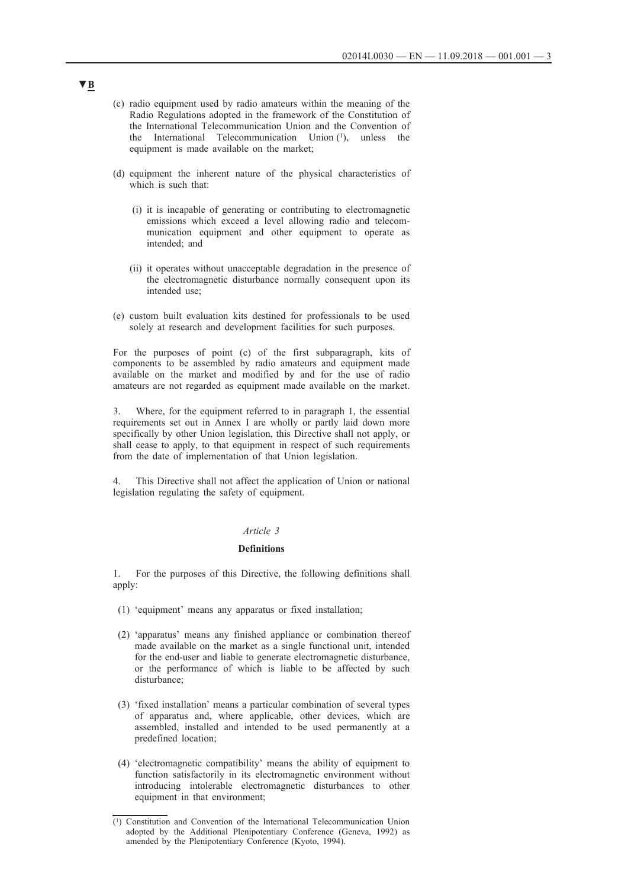▼B

(c) radio equipment used by radio amateurs within the meaning of the Radio Regulations adopted in the framework of the Constitution of the International Telecommunication Union and the Convention of the International Telecommunication Union [1], unless the equipment is made available on the market;

(d) equipment the inherent nature of the physical characteristics of which is such that:

  (i) it is incapable of generating or contributing to electromagnetic emissions which exceed a level allowing radio and telecommunication equipment and other equipment to operate as intended; and

  (ii) it operates without unacceptable degradation in the presence of the electromagnetic disturbance normally consequent upon its intended use;

(e) custom built evaluation kits destined for professionals to be used solely at research and development facilities for such purposes.

For the purposes of point (c) of the first subparagraph, kits of components to be assembled by radio amateurs and equipment made available on the market and modified by and for the use of radio amateurs are not regarded as equipment made available on the market.

3. Where, for the equipment referred to in paragraph 1, the essential requirements set out in Annex I are wholly or partly laid down more specifically by other Union legislation, this Directive shall not apply, or shall cease to apply, to that equipment in respect of such requirements from the date of implementation of that Union legislation.

4. This Directive shall not affect the application of Union or national legislation regulating the safety of equipment.

*Article 3*

**Definitions**

1. For the purposes of this Directive, the following definitions shall apply:

(1) 'equipment' means any apparatus or fixed installation;

(2) 'apparatus' means any finished appliance or combination thereof made available on the market as a single functional unit, intended for the end-user and liable to generate electromagnetic disturbance, or the performance of which is liable to be affected by such disturbance;

(3) 'fixed installation' means a particular combination of several types of apparatus and, where applicable, other devices, which are assembled, installed and intended to be used permanently at a predefined location;

(4) 'electromagnetic compatibility' means the ability of equipment to function satisfactorily in its electromagnetic environment without introducing intolerable electromagnetic disturbances to other equipment in that environment;

---

[1] Constitution and Convention of the International Telecommunication Union adopted by the Additional Plenipotentiary Conference (Geneva, 1992) as amended by the Plenipotentiary Conference (Kyoto, 1994).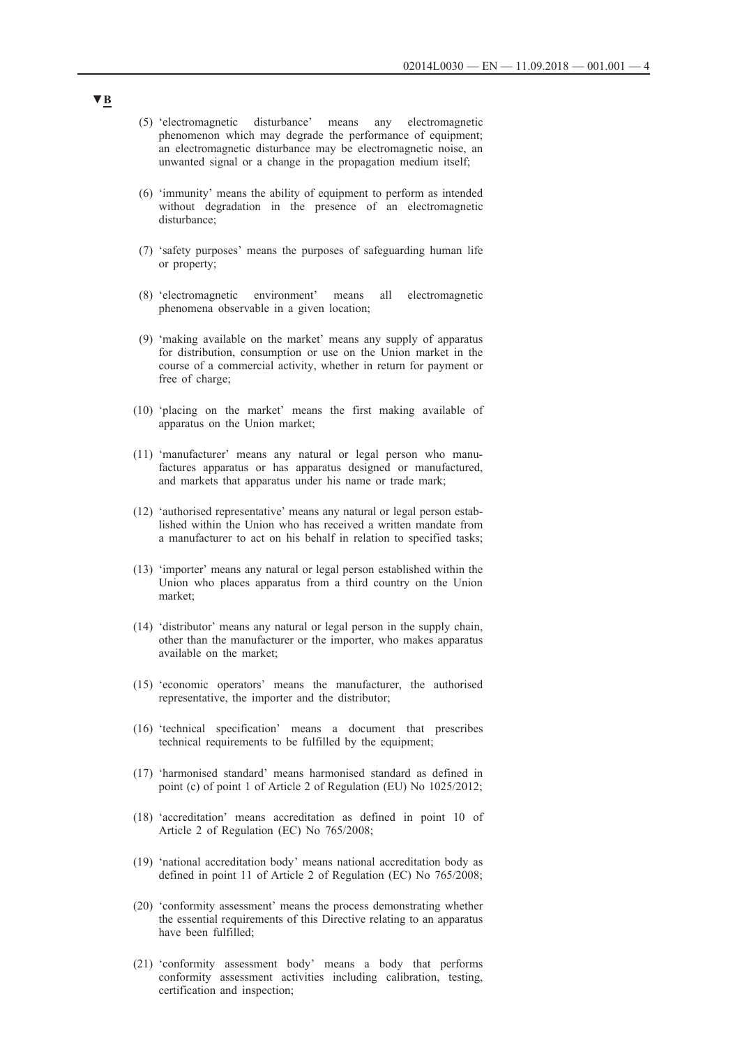▼B

(5) 'electromagnetic disturbance' means any electromagnetic phenomenon which may degrade the performance of equipment; an electromagnetic disturbance may be electromagnetic noise, an unwanted signal or a change in the propagation medium itself;

(6) 'immunity' means the ability of equipment to perform as intended without degradation in the presence of an electromagnetic disturbance;

(7) 'safety purposes' means the purposes of safeguarding human life or property;

(8) 'electromagnetic environment' means all electromagnetic phenomena observable in a given location;

(9) 'making available on the market' means any supply of apparatus for distribution, consumption or use on the Union market in the course of a commercial activity, whether in return for payment or free of charge;

(10) 'placing on the market' means the first making available of apparatus on the Union market;

(11) 'manufacturer' means any natural or legal person who manufactures apparatus or has apparatus designed or manufactured, and markets that apparatus under his name or trade mark;

(12) 'authorised representative' means any natural or legal person established within the Union who has received a written mandate from a manufacturer to act on his behalf in relation to specified tasks;

(13) 'importer' means any natural or legal person established within the Union who places apparatus from a third country on the Union market;

(14) 'distributor' means any natural or legal person in the supply chain, other than the manufacturer or the importer, who makes apparatus available on the market;

(15) 'economic operators' means the manufacturer, the authorised representative, the importer and the distributor;

(16) 'technical specification' means a document that prescribes technical requirements to be fulfilled by the equipment;

(17) 'harmonised standard' means harmonised standard as defined in point (c) of point 1 of Article 2 of Regulation (EU) No 1025/2012;

(18) 'accreditation' means accreditation as defined in point 10 of Article 2 of Regulation (EC) No 765/2008;

(19) 'national accreditation body' means national accreditation body as defined in point 11 of Article 2 of Regulation (EC) No 765/2008;

(20) 'conformity assessment' means the process demonstrating whether the essential requirements of this Directive relating to an apparatus have been fulfilled;

(21) 'conformity assessment body' means a body that performs conformity assessment activities including calibration, testing, certification and inspection;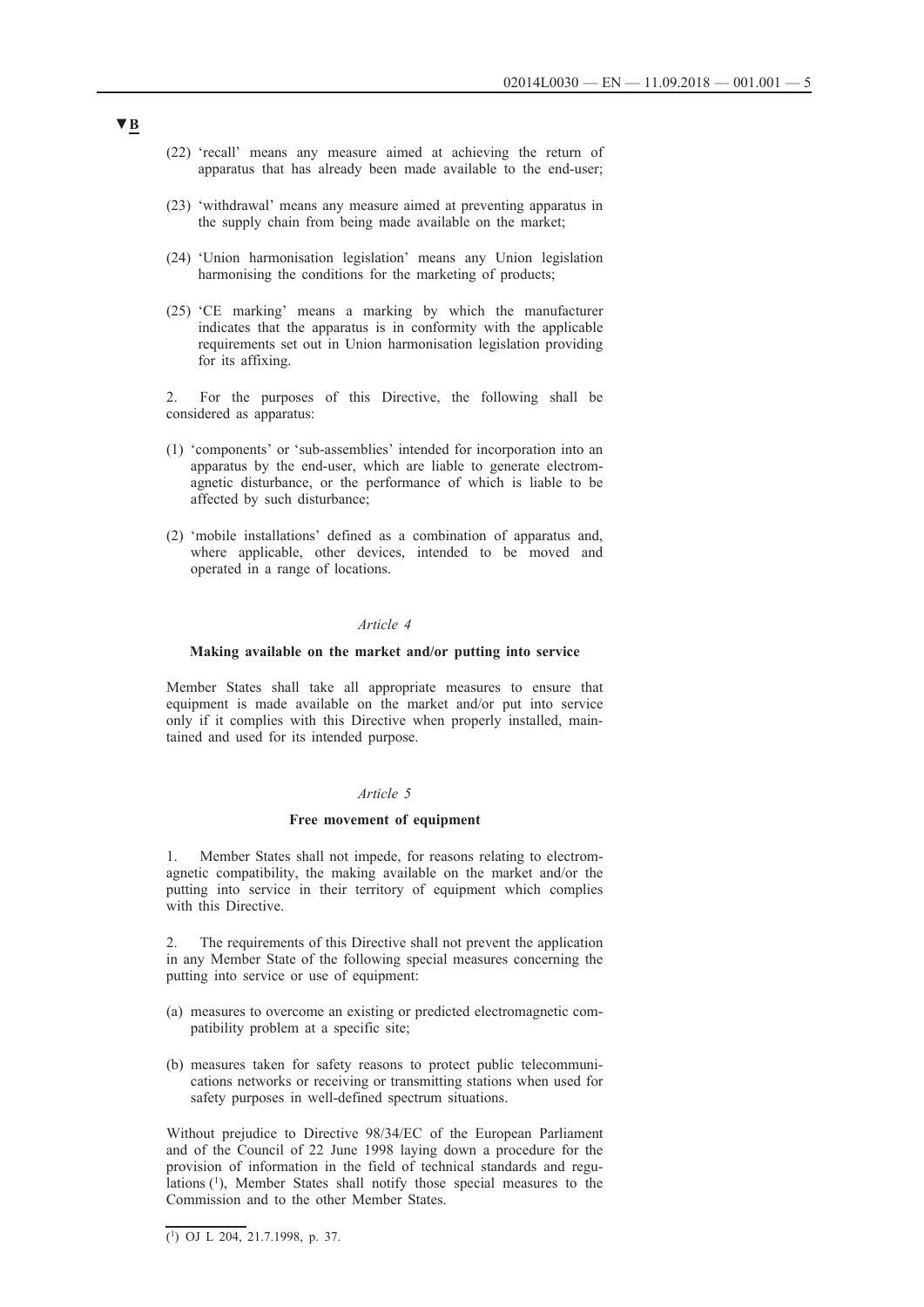▼B

(22) 'recall' means any measure aimed at achieving the return of apparatus that has already been made available to the end-user;

(23) 'withdrawal' means any measure aimed at preventing apparatus in the supply chain from being made available on the market;

(24) 'Union harmonisation legislation' means any Union legislation harmonising the conditions for the marketing of products;

(25) 'CE marking' means a marking by which the manufacturer indicates that the apparatus is in conformity with the applicable requirements set out in Union harmonisation legislation providing for its affixing.

2. For the purposes of this Directive, the following shall be considered as apparatus:

(1) 'components' or 'sub-assemblies' intended for incorporation into an apparatus by the end-user, which are liable to generate electromagnetic disturbance, or the performance of which is liable to be affected by such disturbance;

(2) 'mobile installations' defined as a combination of apparatus and, where applicable, other devices, intended to be moved and operated in a range of locations.

*Article 4*

**Making available on the market and/or putting into service**

Member States shall take all appropriate measures to ensure that equipment is made available on the market and/or put into service only if it complies with this Directive when properly installed, maintained and used for its intended purpose.

*Article 5*

**Free movement of equipment**

1. Member States shall not impede, for reasons relating to electromagnetic compatibility, the making available on the market and/or the putting into service in their territory of equipment which complies with this Directive.

2. The requirements of this Directive shall not prevent the application in any Member State of the following special measures concerning the putting into service or use of equipment:

(a) measures to overcome an existing or predicted electromagnetic compatibility problem at a specific site;

(b) measures taken for safety reasons to protect public telecommunications networks or receiving or transmitting stations when used for safety purposes in well-defined spectrum situations.

Without prejudice to Directive 98/34/EC of the European Parliament and of the Council of 22 June 1998 laying down a procedure for the provision of information in the field of technical standards and regulations [1], Member States shall notify those special measures to the Commission and to the other Member States.

[1] OJ L 204, 21.7.1998, p. 37.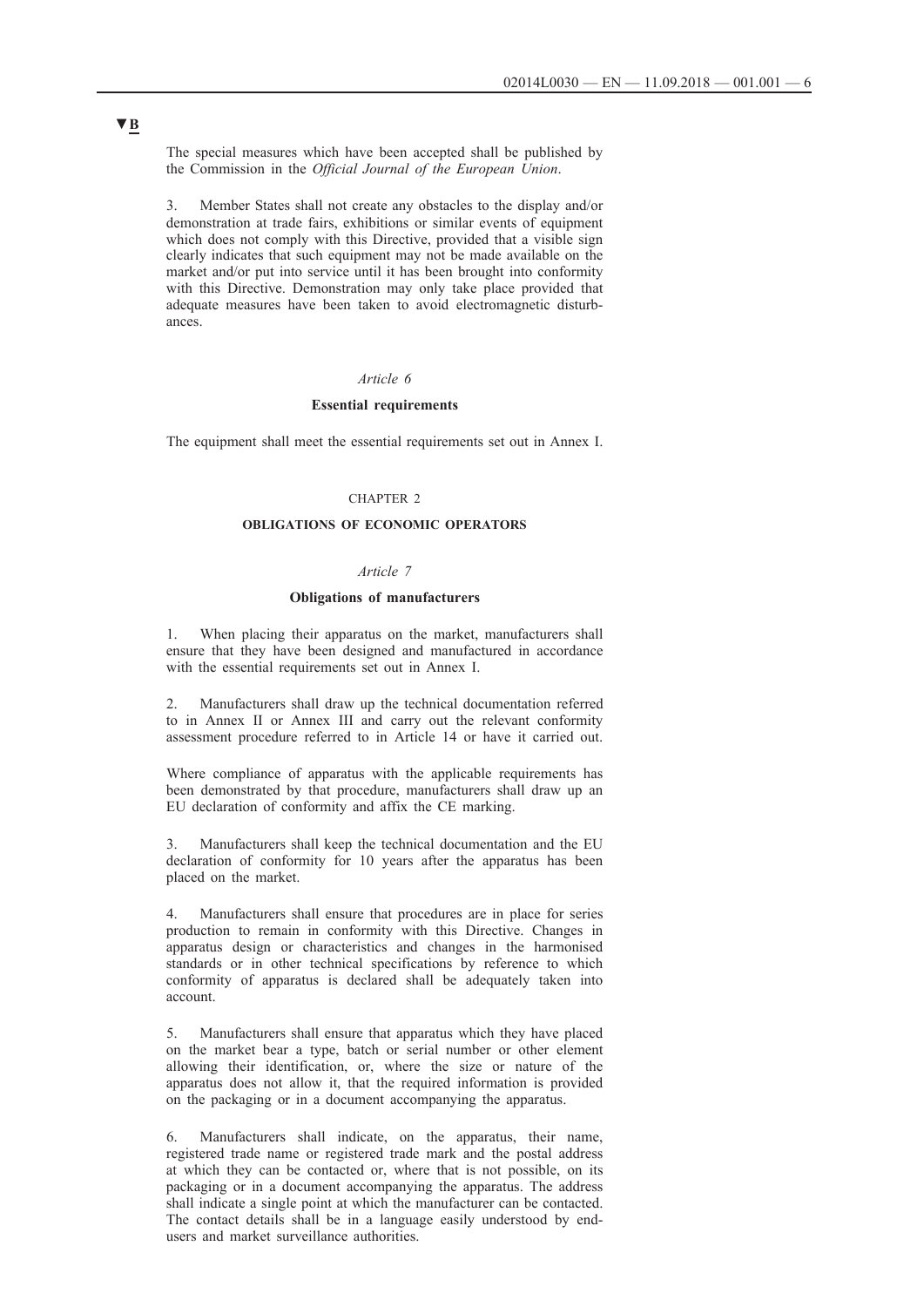▼B

The special measures which have been accepted shall be published by the Commission in the *Official Journal of the European Union*.

3. Member States shall not create any obstacles to the display and/or demonstration at trade fairs, exhibitions or similar events of equipment which does not comply with this Directive, provided that a visible sign clearly indicates that such equipment may not be made available on the market and/or put into service until it has been brought into conformity with this Directive. Demonstration may only take place provided that adequate measures have been taken to avoid electromagnetic disturbances.

*Article 6*

**Essential requirements**

The equipment shall meet the essential requirements set out in Annex I.

CHAPTER 2

**OBLIGATIONS OF ECONOMIC OPERATORS**

*Article 7*

**Obligations of manufacturers**

1. When placing their apparatus on the market, manufacturers shall ensure that they have been designed and manufactured in accordance with the essential requirements set out in Annex I.

2. Manufacturers shall draw up the technical documentation referred to in Annex II or Annex III and carry out the relevant conformity assessment procedure referred to in Article 14 or have it carried out.

Where compliance of apparatus with the applicable requirements has been demonstrated by that procedure, manufacturers shall draw up an EU declaration of conformity and affix the CE marking.

3. Manufacturers shall keep the technical documentation and the EU declaration of conformity for 10 years after the apparatus has been placed on the market.

4. Manufacturers shall ensure that procedures are in place for series production to remain in conformity with this Directive. Changes in apparatus design or characteristics and changes in the harmonised standards or in other technical specifications by reference to which conformity of apparatus is declared shall be adequately taken into account.

5. Manufacturers shall ensure that apparatus which they have placed on the market bear a type, batch or serial number or other element allowing their identification, or, where the size or nature of the apparatus does not allow it, that the required information is provided on the packaging or in a document accompanying the apparatus.

6. Manufacturers shall indicate, on the apparatus, their name, registered trade name or registered trade mark and the postal address at which they can be contacted or, where that is not possible, on its packaging or in a document accompanying the apparatus. The address shall indicate a single point at which the manufacturer can be contacted. The contact details shall be in a language easily understood by end-users and market surveillance authorities.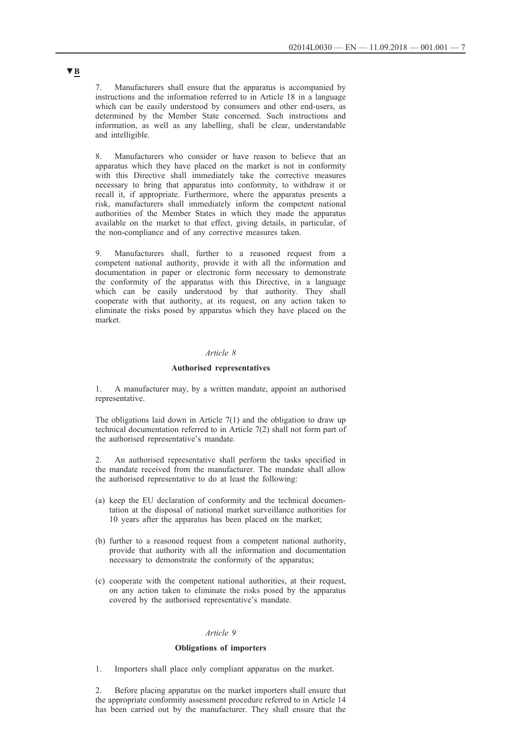▼B

7. Manufacturers shall ensure that the apparatus is accompanied by instructions and the information referred to in Article 18 in a language which can be easily understood by consumers and other end-users, as determined by the Member State concerned. Such instructions and information, as well as any labelling, shall be clear, understandable and intelligible.

8. Manufacturers who consider or have reason to believe that an apparatus which they have placed on the market is not in conformity with this Directive shall immediately take the corrective measures necessary to bring that apparatus into conformity, to withdraw it or recall it, if appropriate. Furthermore, where the apparatus presents a risk, manufacturers shall immediately inform the competent national authorities of the Member States in which they made the apparatus available on the market to that effect, giving details, in particular, of the non-compliance and of any corrective measures taken.

9. Manufacturers shall, further to a reasoned request from a competent national authority, provide it with all the information and documentation in paper or electronic form necessary to demonstrate the conformity of the apparatus with this Directive, in a language which can be easily understood by that authority. They shall cooperate with that authority, at its request, on any action taken to eliminate the risks posed by apparatus which they have placed on the market.

*Article 8*

**Authorised representatives**

1. A manufacturer may, by a written mandate, appoint an authorised representative.

The obligations laid down in Article 7(1) and the obligation to draw up technical documentation referred to in Article 7(2) shall not form part of the authorised representative's mandate.

2. An authorised representative shall perform the tasks specified in the mandate received from the manufacturer. The mandate shall allow the authorised representative to do at least the following:

(a) keep the EU declaration of conformity and the technical documentation at the disposal of national market surveillance authorities for 10 years after the apparatus has been placed on the market;

(b) further to a reasoned request from a competent national authority, provide that authority with all the information and documentation necessary to demonstrate the conformity of the apparatus;

(c) cooperate with the competent national authorities, at their request, on any action taken to eliminate the risks posed by the apparatus covered by the authorised representative's mandate.

*Article 9*

**Obligations of importers**

1. Importers shall place only compliant apparatus on the market.

2. Before placing apparatus on the market importers shall ensure that the appropriate conformity assessment procedure referred to in Article 14 has been carried out by the manufacturer. They shall ensure that the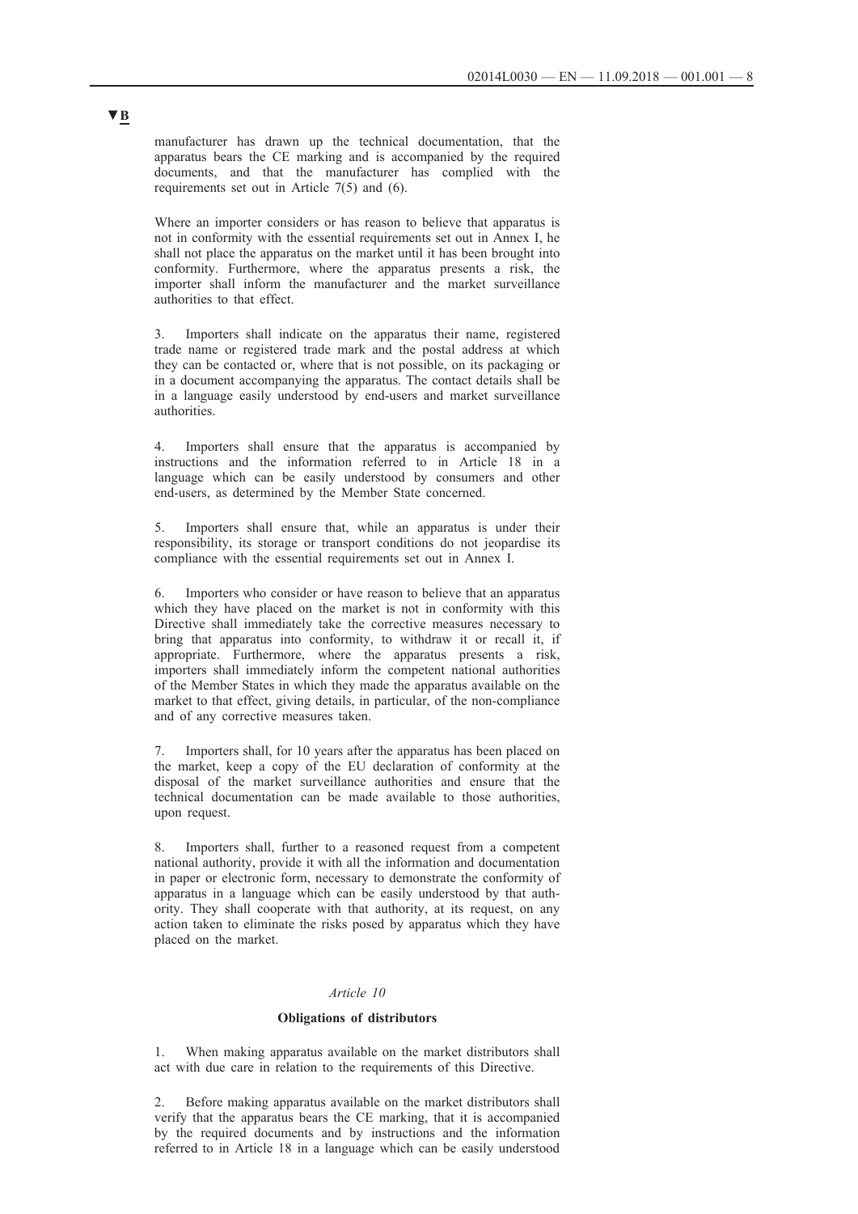▼B

manufacturer has drawn up the technical documentation, that the apparatus bears the CE marking and is accompanied by the required documents, and that the manufacturer has complied with the requirements set out in Article 7(5) and (6).

Where an importer considers or has reason to believe that apparatus is not in conformity with the essential requirements set out in Annex I, he shall not place the apparatus on the market until it has been brought into conformity. Furthermore, where the apparatus presents a risk, the importer shall inform the manufacturer and the market surveillance authorities to that effect.

3. Importers shall indicate on the apparatus their name, registered trade name or registered trade mark and the postal address at which they can be contacted or, where that is not possible, on its packaging or in a document accompanying the apparatus. The contact details shall be in a language easily understood by end-users and market surveillance authorities.

4. Importers shall ensure that the apparatus is accompanied by instructions and the information referred to in Article 18 in a language which can be easily understood by consumers and other end-users, as determined by the Member State concerned.

5. Importers shall ensure that, while an apparatus is under their responsibility, its storage or transport conditions do not jeopardise its compliance with the essential requirements set out in Annex I.

6. Importers who consider or have reason to believe that an apparatus which they have placed on the market is not in conformity with this Directive shall immediately take the corrective measures necessary to bring that apparatus into conformity, to withdraw it or recall it, if appropriate. Furthermore, where the apparatus presents a risk, importers shall immediately inform the competent national authorities of the Member States in which they made the apparatus available on the market to that effect, giving details, in particular, of the non-compliance and of any corrective measures taken.

7. Importers shall, for 10 years after the apparatus has been placed on the market, keep a copy of the EU declaration of conformity at the disposal of the market surveillance authorities and ensure that the technical documentation can be made available to those authorities, upon request.

8. Importers shall, further to a reasoned request from a competent national authority, provide it with all the information and documentation in paper or electronic form, necessary to demonstrate the conformity of apparatus in a language which can be easily understood by that authority. They shall cooperate with that authority, at its request, on any action taken to eliminate the risks posed by apparatus which they have placed on the market.

*Article 10*

**Obligations of distributors**

1. When making apparatus available on the market distributors shall act with due care in relation to the requirements of this Directive.

2. Before making apparatus available on the market distributors shall verify that the apparatus bears the CE marking, that it is accompanied by the required documents and by instructions and the information referred to in Article 18 in a language which can be easily understood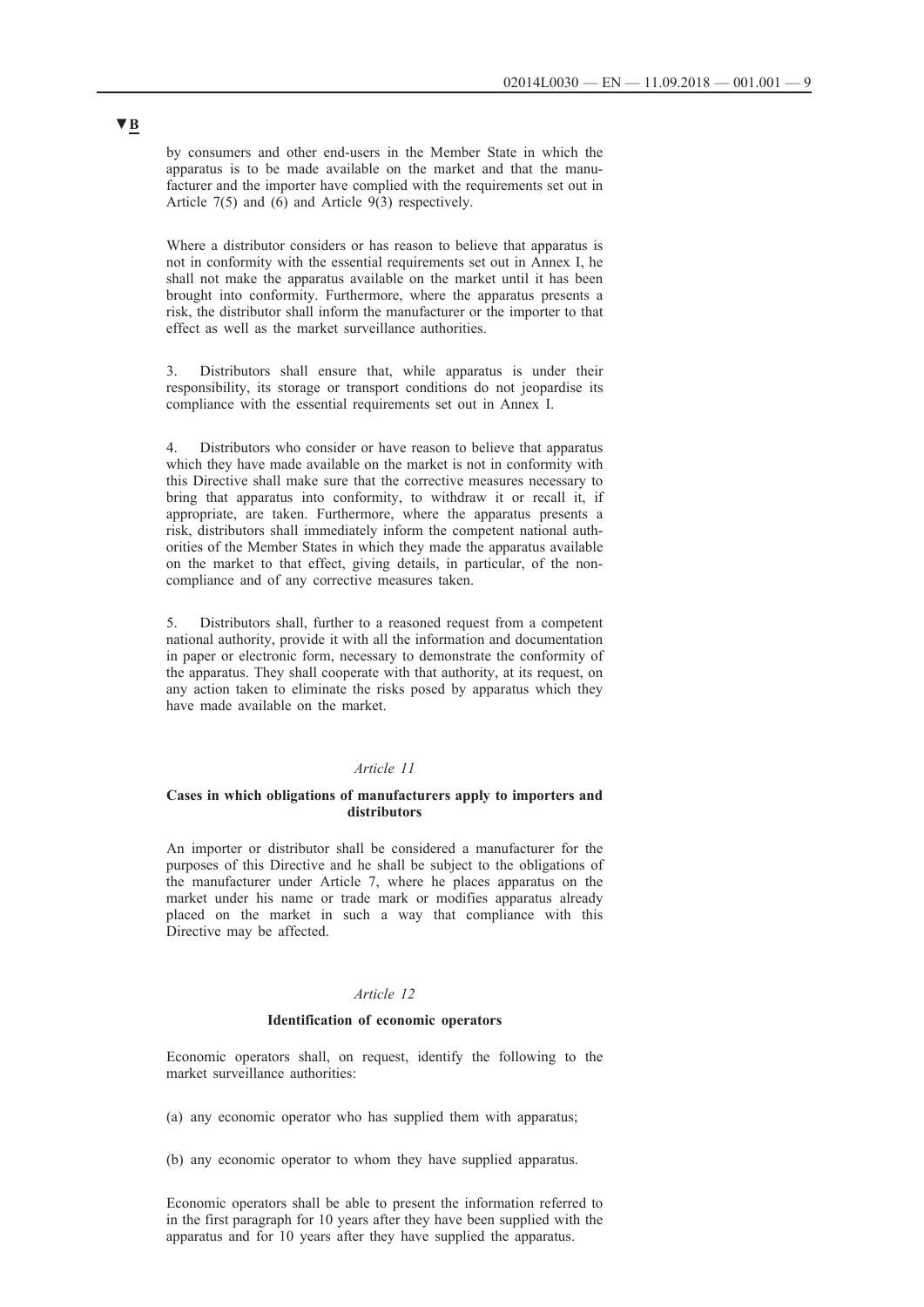**▼B**

by consumers and other end-users in the Member State in which the apparatus is to be made available on the market and that the manufacturer and the importer have complied with the requirements set out in Article 7(5) and (6) and Article 9(3) respectively.

Where a distributor considers or has reason to believe that apparatus is not in conformity with the essential requirements set out in Annex I, he shall not make the apparatus available on the market until it has been brought into conformity. Furthermore, where the apparatus presents a risk, the distributor shall inform the manufacturer or the importer to that effect as well as the market surveillance authorities.

3. Distributors shall ensure that, while apparatus is under their responsibility, its storage or transport conditions do not jeopardise its compliance with the essential requirements set out in Annex I.

4. Distributors who consider or have reason to believe that apparatus which they have made available on the market is not in conformity with this Directive shall make sure that the corrective measures necessary to bring that apparatus into conformity, to withdraw it or recall it, if appropriate, are taken. Furthermore, where the apparatus presents a risk, distributors shall immediately inform the competent national authorities of the Member States in which they made the apparatus available on the market to that effect, giving details, in particular, of the non-compliance and of any corrective measures taken.

5. Distributors shall, further to a reasoned request from a competent national authority, provide it with all the information and documentation in paper or electronic form, necessary to demonstrate the conformity of the apparatus. They shall cooperate with that authority, at its request, on any action taken to eliminate the risks posed by apparatus which they have made available on the market.

*Article 11*

**Cases in which obligations of manufacturers apply to importers and distributors**

An importer or distributor shall be considered a manufacturer for the purposes of this Directive and he shall be subject to the obligations of the manufacturer under Article 7, where he places apparatus on the market under his name or trade mark or modifies apparatus already placed on the market in such a way that compliance with this Directive may be affected.

*Article 12*

**Identification of economic operators**

Economic operators shall, on request, identify the following to the market surveillance authorities:

(a) any economic operator who has supplied them with apparatus;

(b) any economic operator to whom they have supplied apparatus.

Economic operators shall be able to present the information referred to in the first paragraph for 10 years after they have been supplied with the apparatus and for 10 years after they have supplied the apparatus.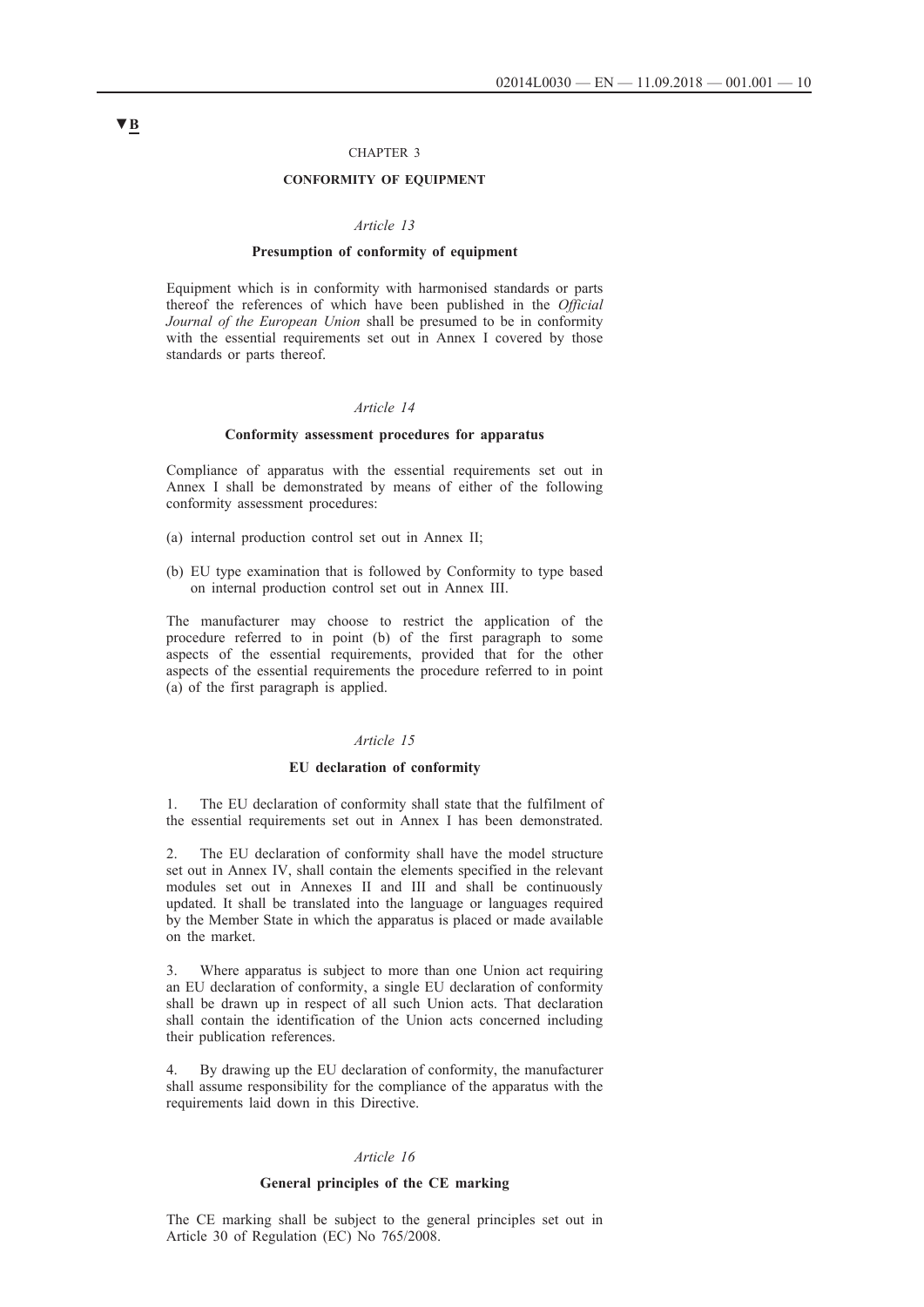▼B

# CHAPTER 3

## CONFORMITY OF EQUIPMENT

### *Article 13*

### Presumption of conformity of equipment

Equipment which is in conformity with harmonised standards or parts thereof the references of which have been published in the *Official Journal of the European Union* shall be presumed to be in conformity with the essential requirements set out in Annex I covered by those standards or parts thereof.

### *Article 14*

### Conformity assessment procedures for apparatus

Compliance of apparatus with the essential requirements set out in Annex I shall be demonstrated by means of either of the following conformity assessment procedures:

(a) internal production control set out in Annex II;

(b) EU type examination that is followed by Conformity to type based on internal production control set out in Annex III.

The manufacturer may choose to restrict the application of the procedure referred to in point (b) of the first paragraph to some aspects of the essential requirements, provided that for the other aspects of the essential requirements the procedure referred to in point (a) of the first paragraph is applied.

### *Article 15*

### EU declaration of conformity

1. The EU declaration of conformity shall state that the fulfilment of the essential requirements set out in Annex I has been demonstrated.

2. The EU declaration of conformity shall have the model structure set out in Annex IV, shall contain the elements specified in the relevant modules set out in Annexes II and III and shall be continuously updated. It shall be translated into the language or languages required by the Member State in which the apparatus is placed or made available on the market.

3. Where apparatus is subject to more than one Union act requiring an EU declaration of conformity, a single EU declaration of conformity shall be drawn up in respect of all such Union acts. That declaration shall contain the identification of the Union acts concerned including their publication references.

4. By drawing up the EU declaration of conformity, the manufacturer shall assume responsibility for the compliance of the apparatus with the requirements laid down in this Directive.

### *Article 16*

### General principles of the CE marking

The CE marking shall be subject to the general principles set out in Article 30 of Regulation (EC) No 765/2008.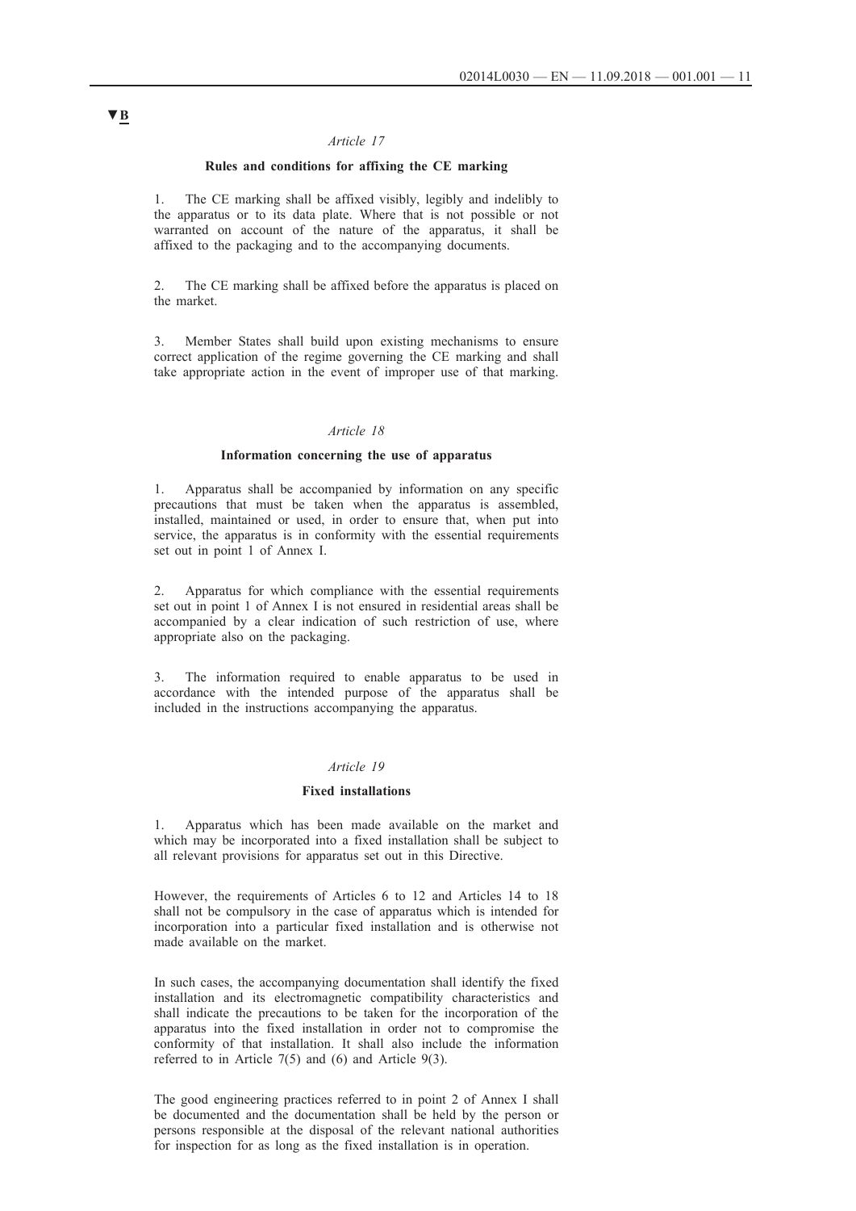▼B

*Article 17*

**Rules and conditions for affixing the CE marking**

1. The CE marking shall be affixed visibly, legibly and indelibly to the apparatus or to its data plate. Where that is not possible or not warranted on account of the nature of the apparatus, it shall be affixed to the packaging and to the accompanying documents.

2. The CE marking shall be affixed before the apparatus is placed on the market.

3. Member States shall build upon existing mechanisms to ensure correct application of the regime governing the CE marking and shall take appropriate action in the event of improper use of that marking.

*Article 18*

**Information concerning the use of apparatus**

1. Apparatus shall be accompanied by information on any specific precautions that must be taken when the apparatus is assembled, installed, maintained or used, in order to ensure that, when put into service, the apparatus is in conformity with the essential requirements set out in point 1 of Annex I.

2. Apparatus for which compliance with the essential requirements set out in point 1 of Annex I is not ensured in residential areas shall be accompanied by a clear indication of such restriction of use, where appropriate also on the packaging.

3. The information required to enable apparatus to be used in accordance with the intended purpose of the apparatus shall be included in the instructions accompanying the apparatus.

*Article 19*

**Fixed installations**

1. Apparatus which has been made available on the market and which may be incorporated into a fixed installation shall be subject to all relevant provisions for apparatus set out in this Directive.

However, the requirements of Articles 6 to 12 and Articles 14 to 18 shall not be compulsory in the case of apparatus which is intended for incorporation into a particular fixed installation and is otherwise not made available on the market.

In such cases, the accompanying documentation shall identify the fixed installation and its electromagnetic compatibility characteristics and shall indicate the precautions to be taken for the incorporation of the apparatus into the fixed installation in order not to compromise the conformity of that installation. It shall also include the information referred to in Article 7(5) and (6) and Article 9(3).

The good engineering practices referred to in point 2 of Annex I shall be documented and the documentation shall be held by the person or persons responsible at the disposal of the relevant national authorities for inspection for as long as the fixed installation is in operation.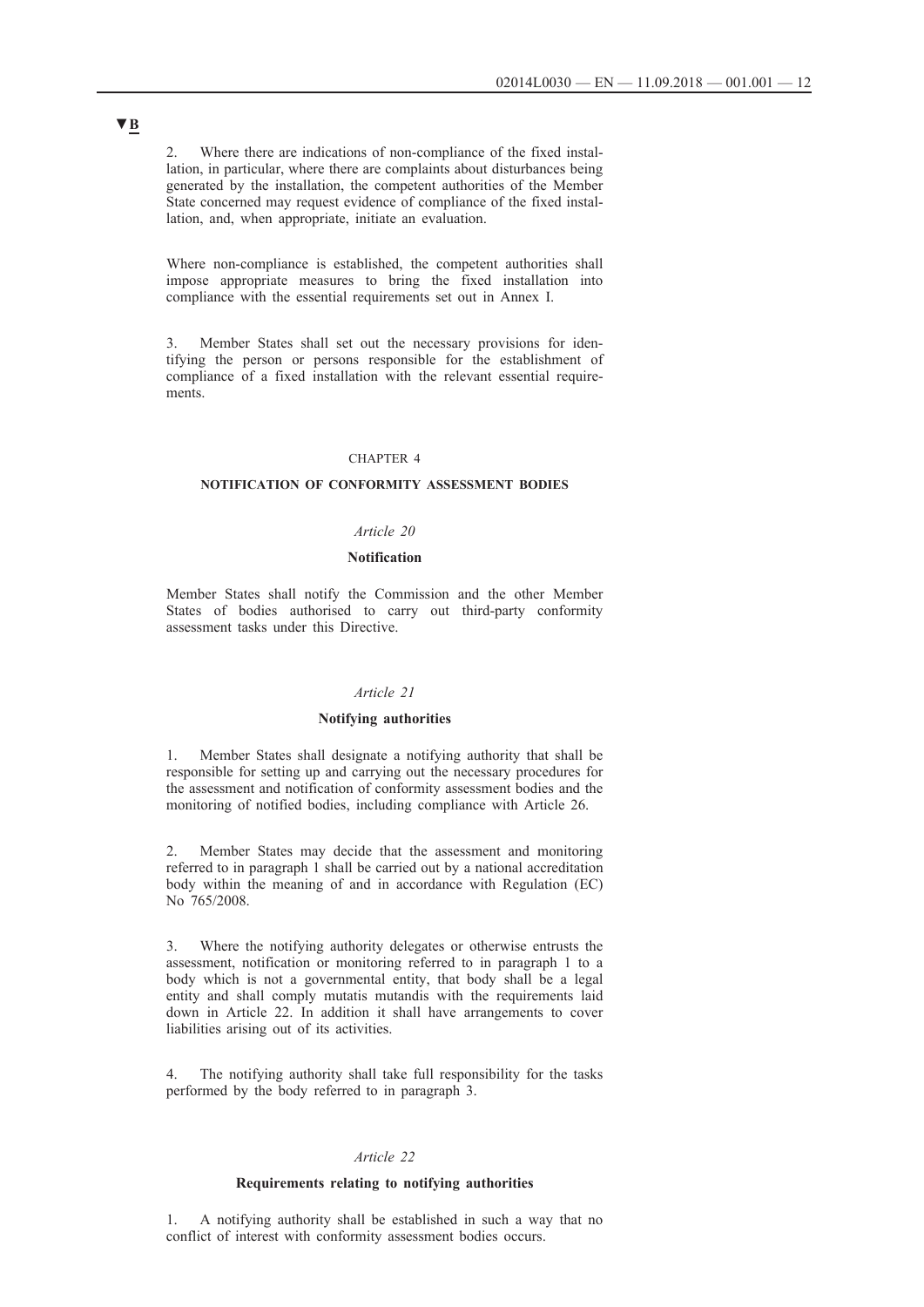▼B

2. Where there are indications of non-compliance of the fixed installation, in particular, where there are complaints about disturbances being generated by the installation, the competent authorities of the Member State concerned may request evidence of compliance of the fixed installation, and, when appropriate, initiate an evaluation.

Where non-compliance is established, the competent authorities shall impose appropriate measures to bring the fixed installation into compliance with the essential requirements set out in Annex I.

3. Member States shall set out the necessary provisions for identifying the person or persons responsible for the establishment of compliance of a fixed installation with the relevant essential requirements.

## CHAPTER 4

## NOTIFICATION OF CONFORMITY ASSESSMENT BODIES

### *Article 20*

### Notification

Member States shall notify the Commission and the other Member States of bodies authorised to carry out third-party conformity assessment tasks under this Directive.

### *Article 21*

### Notifying authorities

1. Member States shall designate a notifying authority that shall be responsible for setting up and carrying out the necessary procedures for the assessment and notification of conformity assessment bodies and the monitoring of notified bodies, including compliance with Article 26.

2. Member States may decide that the assessment and monitoring referred to in paragraph 1 shall be carried out by a national accreditation body within the meaning of and in accordance with Regulation (EC) No 765/2008.

3. Where the notifying authority delegates or otherwise entrusts the assessment, notification or monitoring referred to in paragraph 1 to a body which is not a governmental entity, that body shall be a legal entity and shall comply mutatis mutandis with the requirements laid down in Article 22. In addition it shall have arrangements to cover liabilities arising out of its activities.

4. The notifying authority shall take full responsibility for the tasks performed by the body referred to in paragraph 3.

### *Article 22*

### Requirements relating to notifying authorities

1. A notifying authority shall be established in such a way that no conflict of interest with conformity assessment bodies occurs.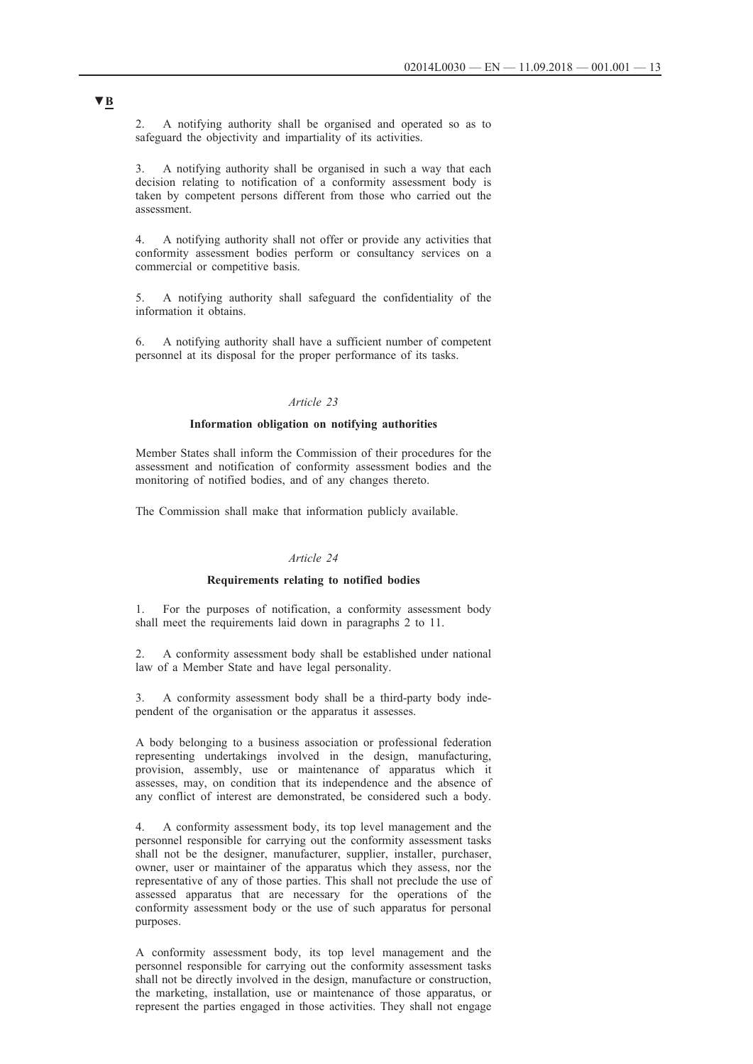▼B

2. A notifying authority shall be organised and operated so as to safeguard the objectivity and impartiality of its activities.

3. A notifying authority shall be organised in such a way that each decision relating to notification of a conformity assessment body is taken by competent persons different from those who carried out the assessment.

4. A notifying authority shall not offer or provide any activities that conformity assessment bodies perform or consultancy services on a commercial or competitive basis.

5. A notifying authority shall safeguard the confidentiality of the information it obtains.

6. A notifying authority shall have a sufficient number of competent personnel at its disposal for the proper performance of its tasks.

### *Article 23*

### **Information obligation on notifying authorities**

Member States shall inform the Commission of their procedures for the assessment and notification of conformity assessment bodies and the monitoring of notified bodies, and of any changes thereto.

The Commission shall make that information publicly available.

### *Article 24*

### **Requirements relating to notified bodies**

1. For the purposes of notification, a conformity assessment body shall meet the requirements laid down in paragraphs 2 to 11.

2. A conformity assessment body shall be established under national law of a Member State and have legal personality.

3. A conformity assessment body shall be a third-party body independent of the organisation or the apparatus it assesses.

A body belonging to a business association or professional federation representing undertakings involved in the design, manufacturing, provision, assembly, use or maintenance of apparatus which it assesses, may, on condition that its independence and the absence of any conflict of interest are demonstrated, be considered such a body.

4. A conformity assessment body, its top level management and the personnel responsible for carrying out the conformity assessment tasks shall not be the designer, manufacturer, supplier, installer, purchaser, owner, user or maintainer of the apparatus which they assess, nor the representative of any of those parties. This shall not preclude the use of assessed apparatus that are necessary for the operations of the conformity assessment body or the use of such apparatus for personal purposes.

A conformity assessment body, its top level management and the personnel responsible for carrying out the conformity assessment tasks shall not be directly involved in the design, manufacture or construction, the marketing, installation, use or maintenance of those apparatus, or represent the parties engaged in those activities. They shall not engage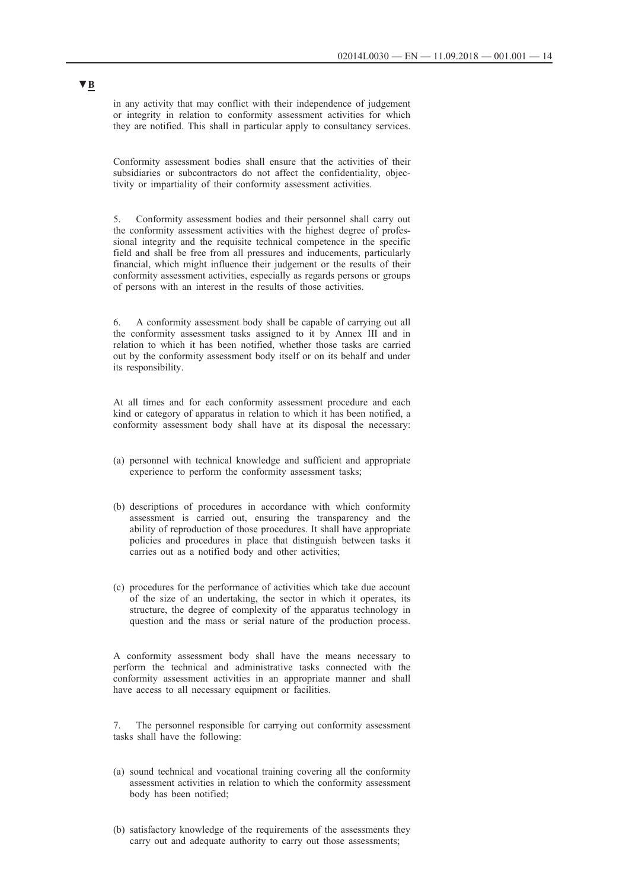▼B

in any activity that may conflict with their independence of judgement or integrity in relation to conformity assessment activities for which they are notified. This shall in particular apply to consultancy services.

Conformity assessment bodies shall ensure that the activities of their subsidiaries or subcontractors do not affect the confidentiality, objectivity or impartiality of their conformity assessment activities.

5. Conformity assessment bodies and their personnel shall carry out the conformity assessment activities with the highest degree of professional integrity and the requisite technical competence in the specific field and shall be free from all pressures and inducements, particularly financial, which might influence their judgement or the results of their conformity assessment activities, especially as regards persons or groups of persons with an interest in the results of those activities.

6. A conformity assessment body shall be capable of carrying out all the conformity assessment tasks assigned to it by Annex III and in relation to which it has been notified, whether those tasks are carried out by the conformity assessment body itself or on its behalf and under its responsibility.

At all times and for each conformity assessment procedure and each kind or category of apparatus in relation to which it has been notified, a conformity assessment body shall have at its disposal the necessary:

(a) personnel with technical knowledge and sufficient and appropriate experience to perform the conformity assessment tasks;

(b) descriptions of procedures in accordance with which conformity assessment is carried out, ensuring the transparency and the ability of reproduction of those procedures. It shall have appropriate policies and procedures in place that distinguish between tasks it carries out as a notified body and other activities;

(c) procedures for the performance of activities which take due account of the size of an undertaking, the sector in which it operates, its structure, the degree of complexity of the apparatus technology in question and the mass or serial nature of the production process.

A conformity assessment body shall have the means necessary to perform the technical and administrative tasks connected with the conformity assessment activities in an appropriate manner and shall have access to all necessary equipment or facilities.

7. The personnel responsible for carrying out conformity assessment tasks shall have the following:

(a) sound technical and vocational training covering all the conformity assessment activities in relation to which the conformity assessment body has been notified;

(b) satisfactory knowledge of the requirements of the assessments they carry out and adequate authority to carry out those assessments;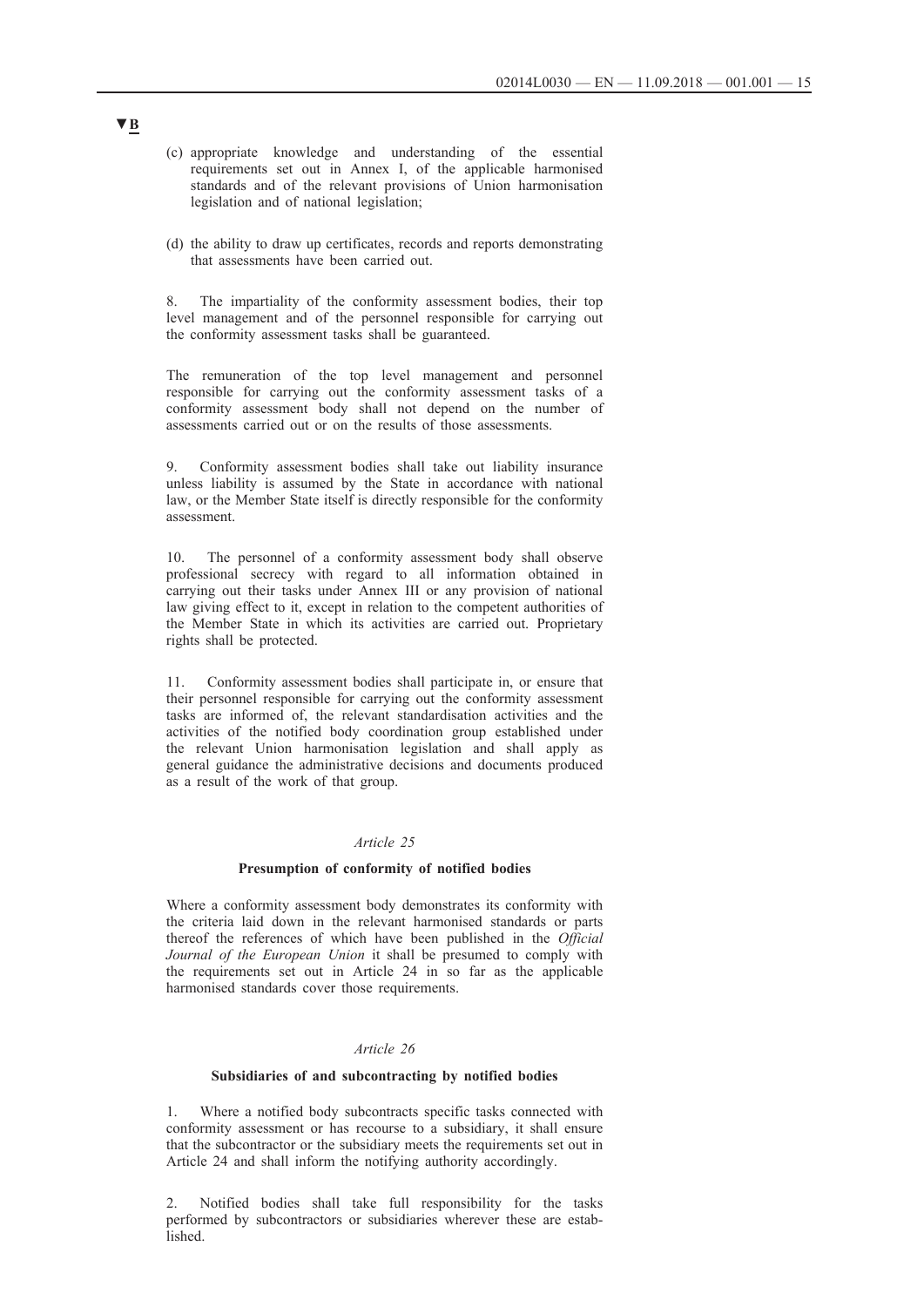▼B

(c) appropriate knowledge and understanding of the essential requirements set out in Annex I, of the applicable harmonised standards and of the relevant provisions of Union harmonisation legislation and of national legislation;

(d) the ability to draw up certificates, records and reports demonstrating that assessments have been carried out.

8. The impartiality of the conformity assessment bodies, their top level management and of the personnel responsible for carrying out the conformity assessment tasks shall be guaranteed.

The remuneration of the top level management and personnel responsible for carrying out the conformity assessment tasks of a conformity assessment body shall not depend on the number of assessments carried out or on the results of those assessments.

9. Conformity assessment bodies shall take out liability insurance unless liability is assumed by the State in accordance with national law, or the Member State itself is directly responsible for the conformity assessment.

10. The personnel of a conformity assessment body shall observe professional secrecy with regard to all information obtained in carrying out their tasks under Annex III or any provision of national law giving effect to it, except in relation to the competent authorities of the Member State in which its activities are carried out. Proprietary rights shall be protected.

11. Conformity assessment bodies shall participate in, or ensure that their personnel responsible for carrying out the conformity assessment tasks are informed of, the relevant standardisation activities and the activities of the notified body coordination group established under the relevant Union harmonisation legislation and shall apply as general guidance the administrative decisions and documents produced as a result of the work of that group.

*Article 25*

**Presumption of conformity of notified bodies**

Where a conformity assessment body demonstrates its conformity with the criteria laid down in the relevant harmonised standards or parts thereof the references of which have been published in the *Official Journal of the European Union* it shall be presumed to comply with the requirements set out in Article 24 in so far as the applicable harmonised standards cover those requirements.

*Article 26*

**Subsidiaries of and subcontracting by notified bodies**

1. Where a notified body subcontracts specific tasks connected with conformity assessment or has recourse to a subsidiary, it shall ensure that the subcontractor or the subsidiary meets the requirements set out in Article 24 and shall inform the notifying authority accordingly.

2. Notified bodies shall take full responsibility for the tasks performed by subcontractors or subsidiaries wherever these are established.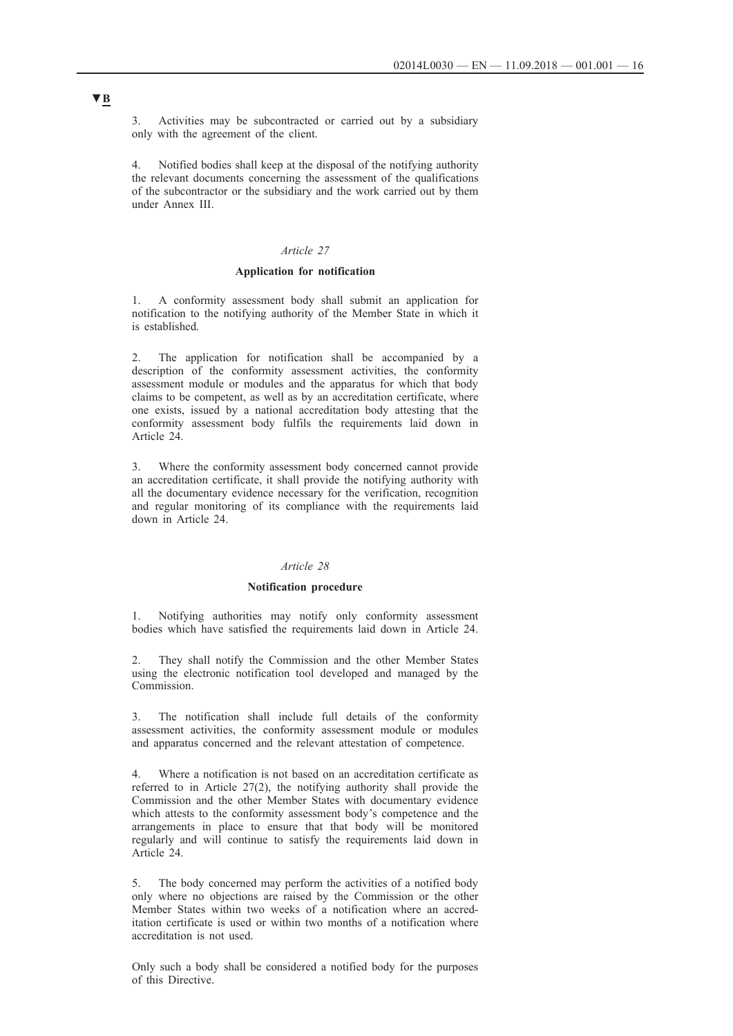▼B

3. Activities may be subcontracted or carried out by a subsidiary only with the agreement of the client.

4. Notified bodies shall keep at the disposal of the notifying authority the relevant documents concerning the assessment of the qualifications of the subcontractor or the subsidiary and the work carried out by them under Annex III.

*Article 27*

**Application for notification**

1. A conformity assessment body shall submit an application for notification to the notifying authority of the Member State in which it is established.

2. The application for notification shall be accompanied by a description of the conformity assessment activities, the conformity assessment module or modules and the apparatus for which that body claims to be competent, as well as by an accreditation certificate, where one exists, issued by a national accreditation body attesting that the conformity assessment body fulfils the requirements laid down in Article 24.

3. Where the conformity assessment body concerned cannot provide an accreditation certificate, it shall provide the notifying authority with all the documentary evidence necessary for the verification, recognition and regular monitoring of its compliance with the requirements laid down in Article 24.

*Article 28*

**Notification procedure**

1. Notifying authorities may notify only conformity assessment bodies which have satisfied the requirements laid down in Article 24.

2. They shall notify the Commission and the other Member States using the electronic notification tool developed and managed by the Commission.

3. The notification shall include full details of the conformity assessment activities, the conformity assessment module or modules and apparatus concerned and the relevant attestation of competence.

4. Where a notification is not based on an accreditation certificate as referred to in Article 27(2), the notifying authority shall provide the Commission and the other Member States with documentary evidence which attests to the conformity assessment body's competence and the arrangements in place to ensure that that body will be monitored regularly and will continue to satisfy the requirements laid down in Article 24.

5. The body concerned may perform the activities of a notified body only where no objections are raised by the Commission or the other Member States within two weeks of a notification where an accreditation certificate is used or within two months of a notification where accreditation is not used.

Only such a body shall be considered a notified body for the purposes of this Directive.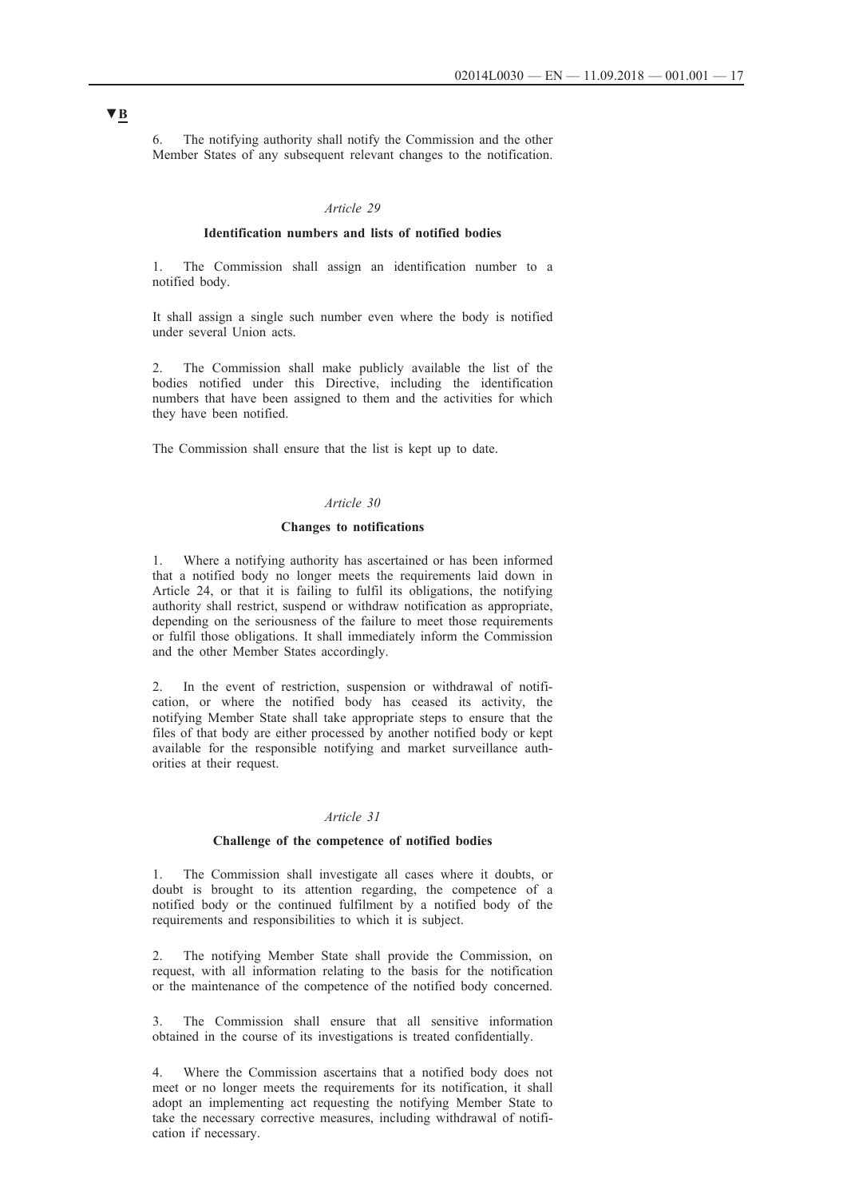▼B

6. The notifying authority shall notify the Commission and the other Member States of any subsequent relevant changes to the notification.

*Article 29*

**Identification numbers and lists of notified bodies**

1. The Commission shall assign an identification number to a notified body.

It shall assign a single such number even where the body is notified under several Union acts.

2. The Commission shall make publicly available the list of the bodies notified under this Directive, including the identification numbers that have been assigned to them and the activities for which they have been notified.

The Commission shall ensure that the list is kept up to date.

*Article 30*

**Changes to notifications**

1. Where a notifying authority has ascertained or has been informed that a notified body no longer meets the requirements laid down in Article 24, or that it is failing to fulfil its obligations, the notifying authority shall restrict, suspend or withdraw notification as appropriate, depending on the seriousness of the failure to meet those requirements or fulfil those obligations. It shall immediately inform the Commission and the other Member States accordingly.

2. In the event of restriction, suspension or withdrawal of notification, or where the notified body has ceased its activity, the notifying Member State shall take appropriate steps to ensure that the files of that body are either processed by another notified body or kept available for the responsible notifying and market surveillance authorities at their request.

*Article 31*

**Challenge of the competence of notified bodies**

1. The Commission shall investigate all cases where it doubts, or doubt is brought to its attention regarding, the competence of a notified body or the continued fulfilment by a notified body of the requirements and responsibilities to which it is subject.

2. The notifying Member State shall provide the Commission, on request, with all information relating to the basis for the notification or the maintenance of the competence of the notified body concerned.

3. The Commission shall ensure that all sensitive information obtained in the course of its investigations is treated confidentially.

4. Where the Commission ascertains that a notified body does not meet or no longer meets the requirements for its notification, it shall adopt an implementing act requesting the notifying Member State to take the necessary corrective measures, including withdrawal of notification if necessary.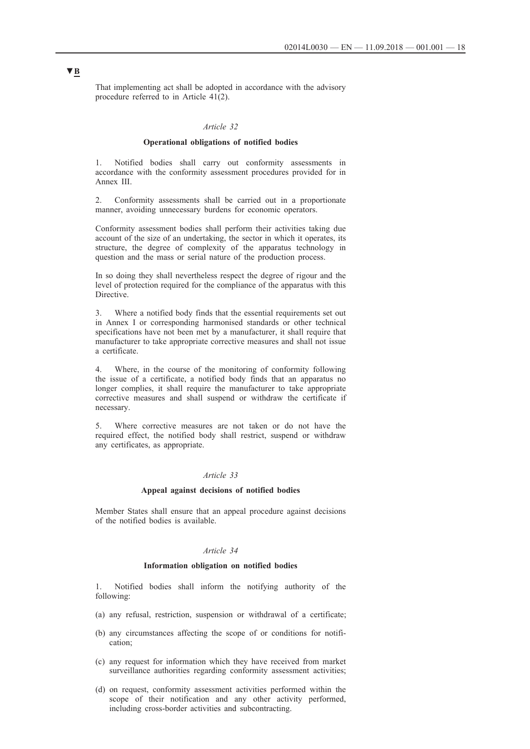▼B

That implementing act shall be adopted in accordance with the advisory procedure referred to in Article 41(2).

*Article 32*

**Operational obligations of notified bodies**

1. Notified bodies shall carry out conformity assessments in accordance with the conformity assessment procedures provided for in Annex III.

2. Conformity assessments shall be carried out in a proportionate manner, avoiding unnecessary burdens for economic operators.

Conformity assessment bodies shall perform their activities taking due account of the size of an undertaking, the sector in which it operates, its structure, the degree of complexity of the apparatus technology in question and the mass or serial nature of the production process.

In so doing they shall nevertheless respect the degree of rigour and the level of protection required for the compliance of the apparatus with this Directive.

3. Where a notified body finds that the essential requirements set out in Annex I or corresponding harmonised standards or other technical specifications have not been met by a manufacturer, it shall require that manufacturer to take appropriate corrective measures and shall not issue a certificate.

4. Where, in the course of the monitoring of conformity following the issue of a certificate, a notified body finds that an apparatus no longer complies, it shall require the manufacturer to take appropriate corrective measures and shall suspend or withdraw the certificate if necessary.

5. Where corrective measures are not taken or do not have the required effect, the notified body shall restrict, suspend or withdraw any certificates, as appropriate.

*Article 33*

**Appeal against decisions of notified bodies**

Member States shall ensure that an appeal procedure against decisions of the notified bodies is available.

*Article 34*

**Information obligation on notified bodies**

1. Notified bodies shall inform the notifying authority of the following:

(a) any refusal, restriction, suspension or withdrawal of a certificate;

(b) any circumstances affecting the scope of or conditions for notification;

(c) any request for information which they have received from market surveillance authorities regarding conformity assessment activities;

(d) on request, conformity assessment activities performed within the scope of their notification and any other activity performed, including cross-border activities and subcontracting.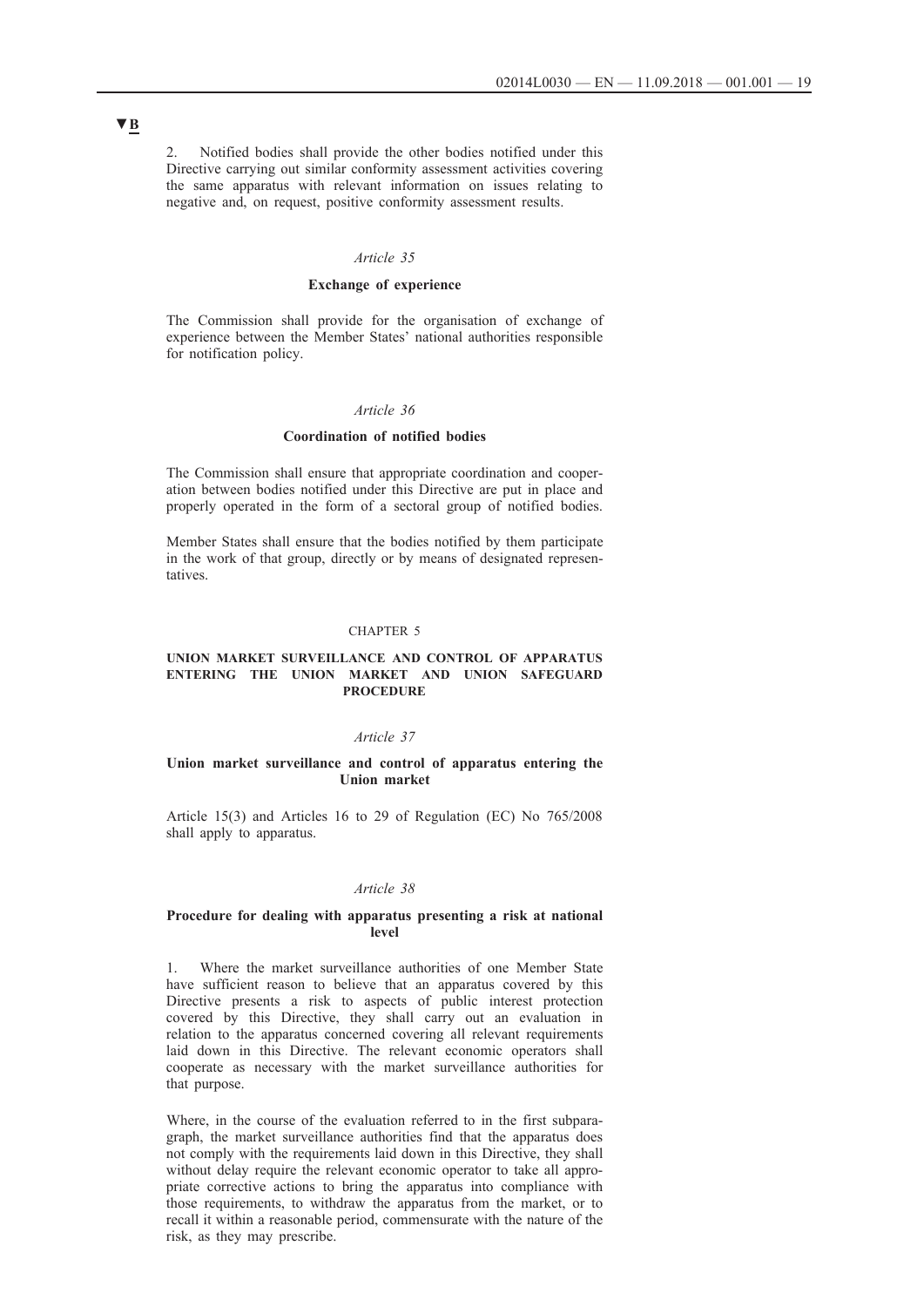▼B

2. Notified bodies shall provide the other bodies notified under this Directive carrying out similar conformity assessment activities covering the same apparatus with relevant information on issues relating to negative and, on request, positive conformity assessment results.

*Article 35*

**Exchange of experience**

The Commission shall provide for the organisation of exchange of experience between the Member States' national authorities responsible for notification policy.

*Article 36*

**Coordination of notified bodies**

The Commission shall ensure that appropriate coordination and cooperation between bodies notified under this Directive are put in place and properly operated in the form of a sectoral group of notified bodies.

Member States shall ensure that the bodies notified by them participate in the work of that group, directly or by means of designated representatives.

CHAPTER 5

**UNION MARKET SURVEILLANCE AND CONTROL OF APPARATUS ENTERING THE UNION MARKET AND UNION SAFEGUARD PROCEDURE**

*Article 37*

**Union market surveillance and control of apparatus entering the Union market**

Article 15(3) and Articles 16 to 29 of Regulation (EC) No 765/2008 shall apply to apparatus.

*Article 38*

**Procedure for dealing with apparatus presenting a risk at national level**

1. Where the market surveillance authorities of one Member State have sufficient reason to believe that an apparatus covered by this Directive presents a risk to aspects of public interest protection covered by this Directive, they shall carry out an evaluation in relation to the apparatus concerned covering all relevant requirements laid down in this Directive. The relevant economic operators shall cooperate as necessary with the market surveillance authorities for that purpose.

Where, in the course of the evaluation referred to in the first subparagraph, the market surveillance authorities find that the apparatus does not comply with the requirements laid down in this Directive, they shall without delay require the relevant economic operator to take all appropriate corrective actions to bring the apparatus into compliance with those requirements, to withdraw the apparatus from the market, or to recall it within a reasonable period, commensurate with the nature of the risk, as they may prescribe.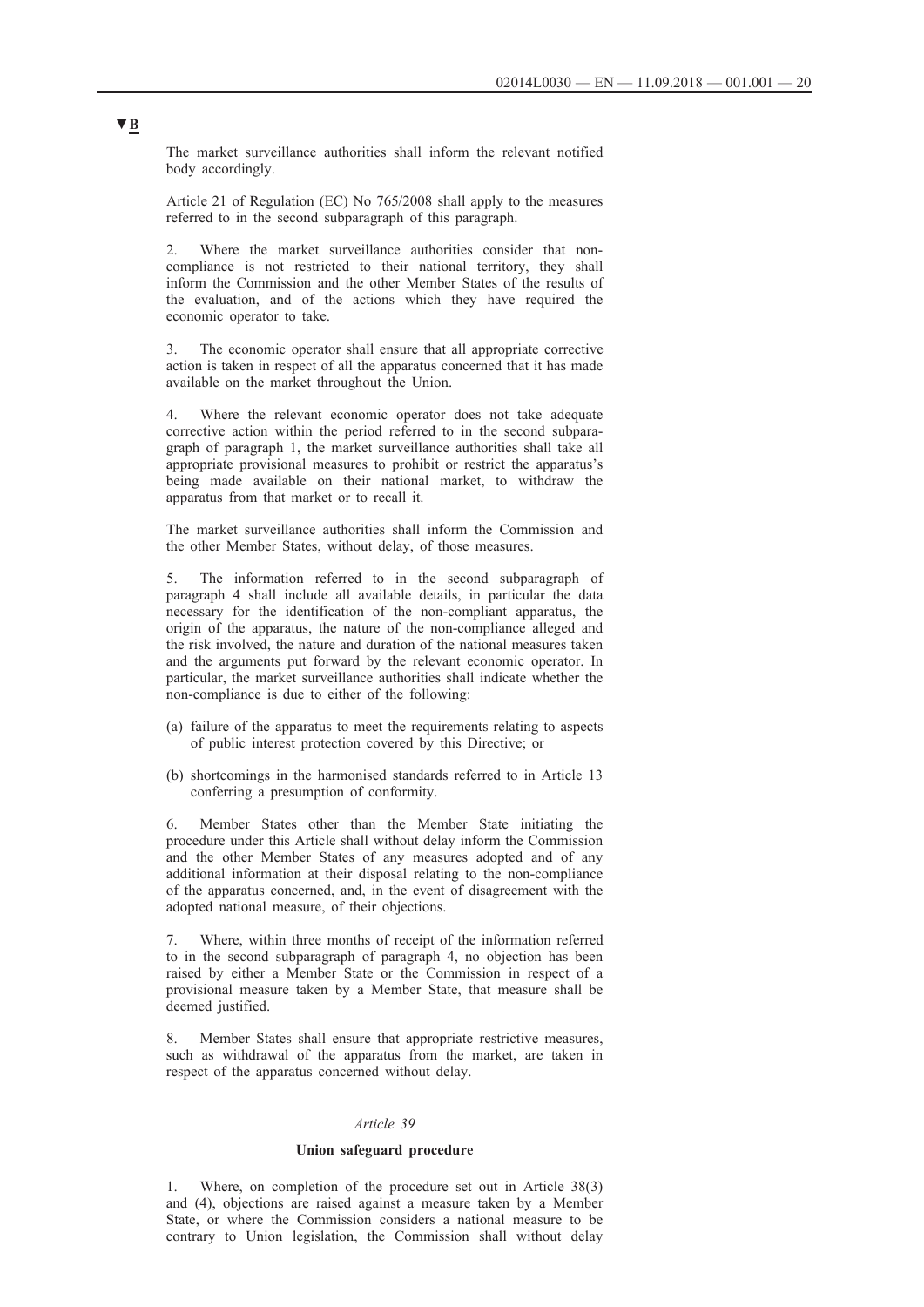▼B

The market surveillance authorities shall inform the relevant notified body accordingly.

Article 21 of Regulation (EC) No 765/2008 shall apply to the measures referred to in the second subparagraph of this paragraph.

2. Where the market surveillance authorities consider that non-compliance is not restricted to their national territory, they shall inform the Commission and the other Member States of the results of the evaluation, and of the actions which they have required the economic operator to take.

3. The economic operator shall ensure that all appropriate corrective action is taken in respect of all the apparatus concerned that it has made available on the market throughout the Union.

4. Where the relevant economic operator does not take adequate corrective action within the period referred to in the second subparagraph of paragraph 1, the market surveillance authorities shall take all appropriate provisional measures to prohibit or restrict the apparatus's being made available on their national market, to withdraw the apparatus from that market or to recall it.

The market surveillance authorities shall inform the Commission and the other Member States, without delay, of those measures.

5. The information referred to in the second subparagraph of paragraph 4 shall include all available details, in particular the data necessary for the identification of the non-compliant apparatus, the origin of the apparatus, the nature of the non-compliance alleged and the risk involved, the nature and duration of the national measures taken and the arguments put forward by the relevant economic operator. In particular, the market surveillance authorities shall indicate whether the non-compliance is due to either of the following:

(a) failure of the apparatus to meet the requirements relating to aspects of public interest protection covered by this Directive; or

(b) shortcomings in the harmonised standards referred to in Article 13 conferring a presumption of conformity.

6. Member States other than the Member State initiating the procedure under this Article shall without delay inform the Commission and the other Member States of any measures adopted and of any additional information at their disposal relating to the non-compliance of the apparatus concerned, and, in the event of disagreement with the adopted national measure, of their objections.

7. Where, within three months of receipt of the information referred to in the second subparagraph of paragraph 4, no objection has been raised by either a Member State or the Commission in respect of a provisional measure taken by a Member State, that measure shall be deemed justified.

8. Member States shall ensure that appropriate restrictive measures, such as withdrawal of the apparatus from the market, are taken in respect of the apparatus concerned without delay.

*Article 39*

**Union safeguard procedure**

1. Where, on completion of the procedure set out in Article 38(3) and (4), objections are raised against a measure taken by a Member State, or where the Commission considers a national measure to be contrary to Union legislation, the Commission shall without delay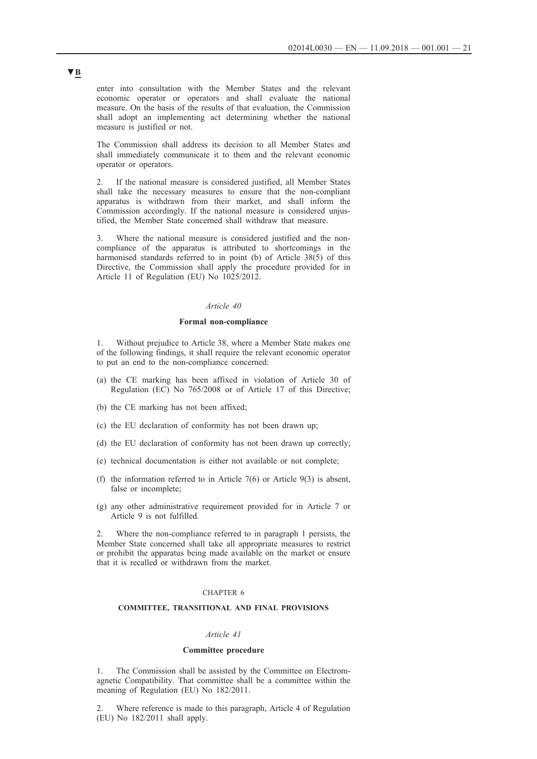▼B

enter into consultation with the Member States and the relevant economic operator or operators and shall evaluate the national measure. On the basis of the results of that evaluation, the Commission shall adopt an implementing act determining whether the national measure is justified or not.

The Commission shall address its decision to all Member States and shall immediately communicate it to them and the relevant economic operator or operators.

2. If the national measure is considered justified, all Member States shall take the necessary measures to ensure that the non-compliant apparatus is withdrawn from their market, and shall inform the Commission accordingly. If the national measure is considered unjustified, the Member State concerned shall withdraw that measure.

3. Where the national measure is considered justified and the non-compliance of the apparatus is attributed to shortcomings in the harmonised standards referred to in point (b) of Article 38(5) of this Directive, the Commission shall apply the procedure provided for in Article 11 of Regulation (EU) No 1025/2012.

*Article 40*

**Formal non-compliance**

1. Without prejudice to Article 38, where a Member State makes one of the following findings, it shall require the relevant economic operator to put an end to the non-compliance concerned:

(a) the CE marking has been affixed in violation of Article 30 of Regulation (EC) No 765/2008 or of Article 17 of this Directive;

(b) the CE marking has not been affixed;

(c) the EU declaration of conformity has not been drawn up;

(d) the EU declaration of conformity has not been drawn up correctly;

(e) technical documentation is either not available or not complete;

(f) the information referred to in Article 7(6) or Article 9(3) is absent, false or incomplete;

(g) any other administrative requirement provided for in Article 7 or Article 9 is not fulfilled.

2. Where the non-compliance referred to in paragraph 1 persists, the Member State concerned shall take all appropriate measures to restrict or prohibit the apparatus being made available on the market or ensure that it is recalled or withdrawn from the market.

CHAPTER 6

**COMMITTEE, TRANSITIONAL AND FINAL PROVISIONS**

*Article 41*

**Committee procedure**

1. The Commission shall be assisted by the Committee on Electromagnetic Compatibility. That committee shall be a committee within the meaning of Regulation (EU) No 182/2011.

2. Where reference is made to this paragraph, Article 4 of Regulation (EU) No 182/2011 shall apply.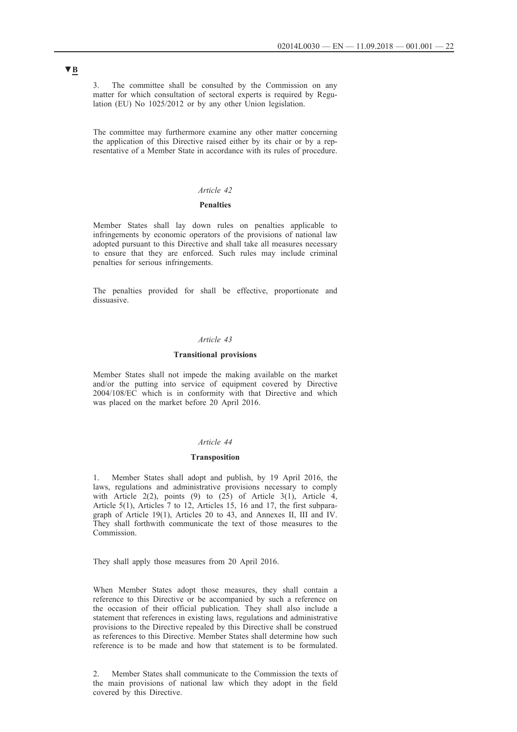▼B

3. The committee shall be consulted by the Commission on any matter for which consultation of sectoral experts is required by Regulation (EU) No 1025/2012 or by any other Union legislation.

The committee may furthermore examine any other matter concerning the application of this Directive raised either by its chair or by a representative of a Member State in accordance with its rules of procedure.

*Article 42*

**Penalties**

Member States shall lay down rules on penalties applicable to infringements by economic operators of the provisions of national law adopted pursuant to this Directive and shall take all measures necessary to ensure that they are enforced. Such rules may include criminal penalties for serious infringements.

The penalties provided for shall be effective, proportionate and dissuasive.

*Article 43*

**Transitional provisions**

Member States shall not impede the making available on the market and/or the putting into service of equipment covered by Directive 2004/108/EC which is in conformity with that Directive and which was placed on the market before 20 April 2016.

*Article 44*

**Transposition**

1. Member States shall adopt and publish, by 19 April 2016, the laws, regulations and administrative provisions necessary to comply with Article 2(2), points (9) to (25) of Article 3(1), Article 4, Article 5(1), Articles 7 to 12, Articles 15, 16 and 17, the first subparagraph of Article 19(1), Articles 20 to 43, and Annexes II, III and IV. They shall forthwith communicate the text of those measures to the Commission.

They shall apply those measures from 20 April 2016.

When Member States adopt those measures, they shall contain a reference to this Directive or be accompanied by such a reference on the occasion of their official publication. They shall also include a statement that references in existing laws, regulations and administrative provisions to the Directive repealed by this Directive shall be construed as references to this Directive. Member States shall determine how such reference is to be made and how that statement is to be formulated.

2. Member States shall communicate to the Commission the texts of the main provisions of national law which they adopt in the field covered by this Directive.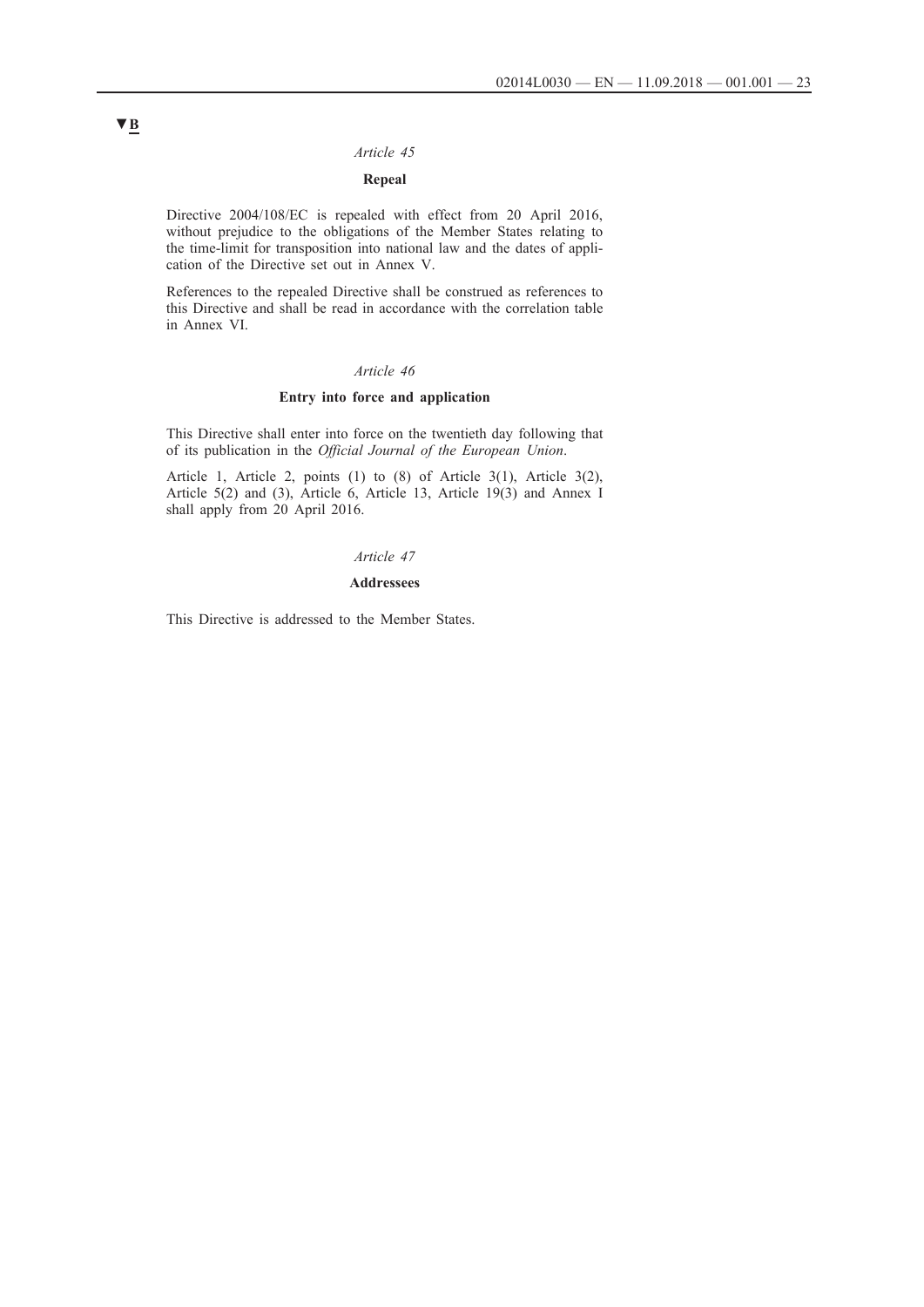▼B

*Article 45*

**Repeal**

Directive 2004/108/EC is repealed with effect from 20 April 2016, without prejudice to the obligations of the Member States relating to the time-limit for transposition into national law and the dates of application of the Directive set out in Annex V.

References to the repealed Directive shall be construed as references to this Directive and shall be read in accordance with the correlation table in Annex VI.

*Article 46*

**Entry into force and application**

This Directive shall enter into force on the twentieth day following that of its publication in the *Official Journal of the European Union*.

Article 1, Article 2, points (1) to (8) of Article 3(1), Article 3(2), Article 5(2) and (3), Article 6, Article 13, Article 19(3) and Annex I shall apply from 20 April 2016.

*Article 47*

**Addressees**

This Directive is addressed to the Member States.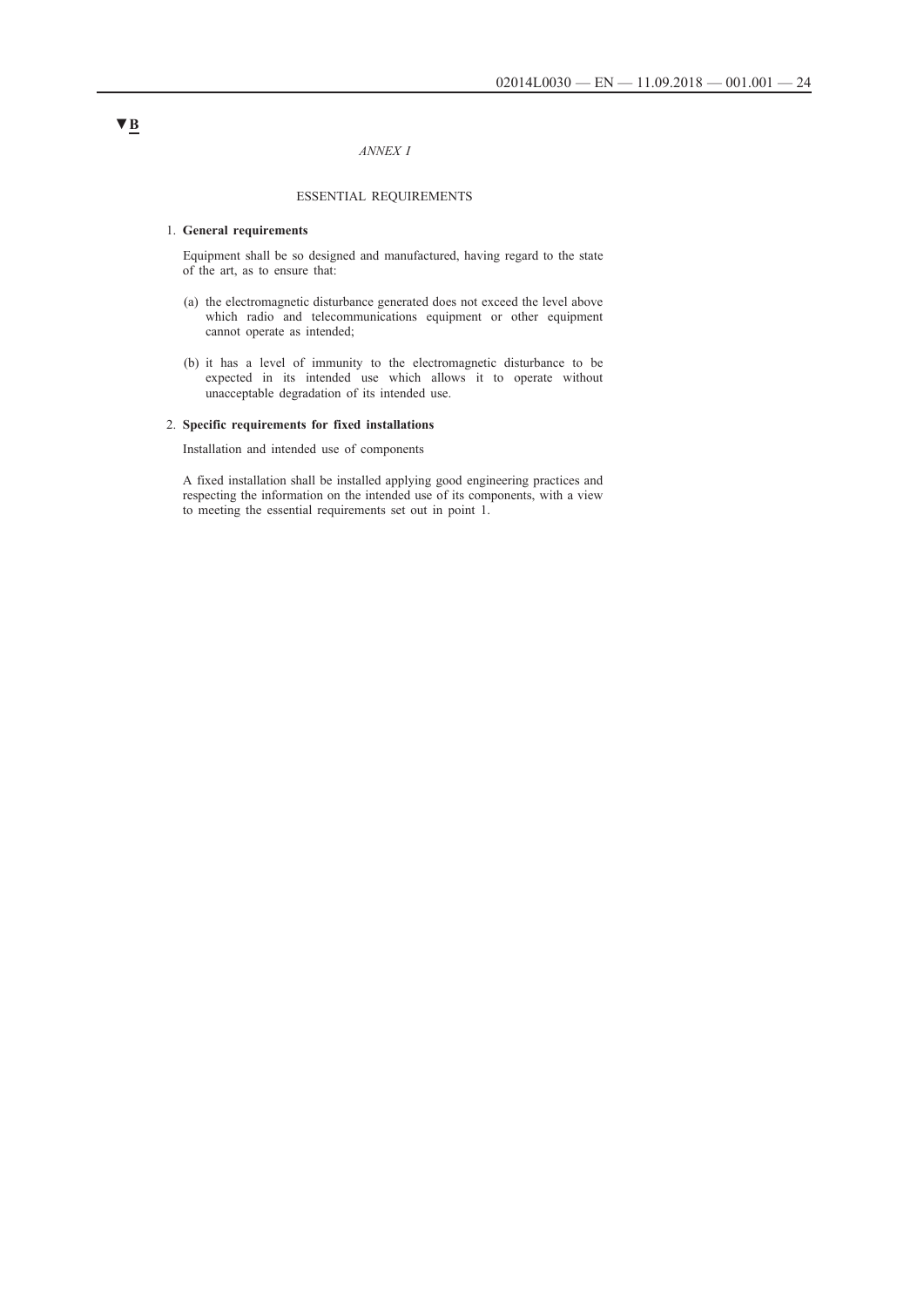▼B

*ANNEX I*

ESSENTIAL REQUIREMENTS

1. **General requirements**

Equipment shall be so designed and manufactured, having regard to the state of the art, as to ensure that:

(a) the electromagnetic disturbance generated does not exceed the level above which radio and telecommunications equipment or other equipment cannot operate as intended;

(b) it has a level of immunity to the electromagnetic disturbance to be expected in its intended use which allows it to operate without unacceptable degradation of its intended use.

2. **Specific requirements for fixed installations**

Installation and intended use of components

A fixed installation shall be installed applying good engineering practices and respecting the information on the intended use of its components, with a view to meeting the essential requirements set out in point 1.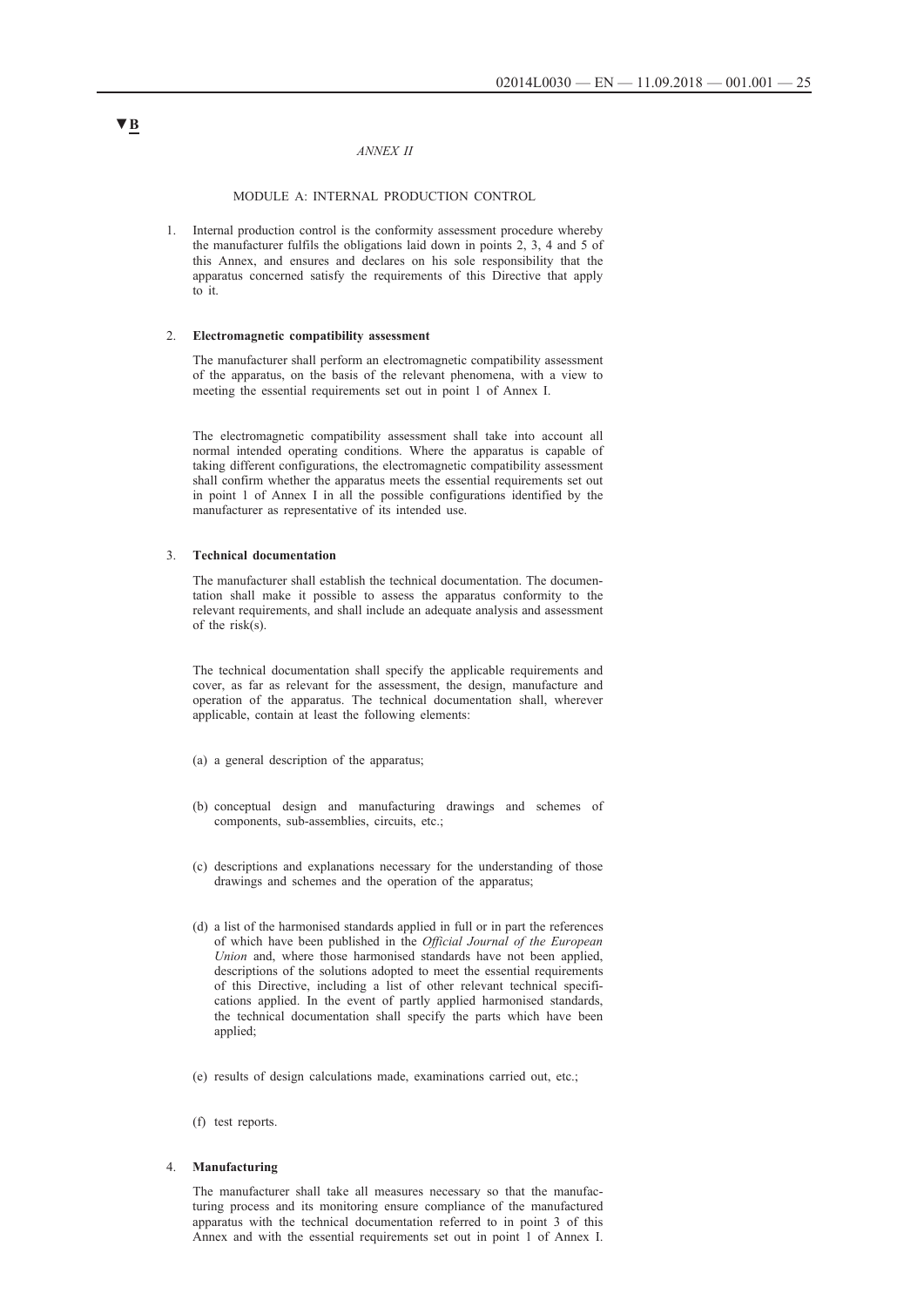▼B

*ANNEX II*

MODULE A: INTERNAL PRODUCTION CONTROL

1. Internal production control is the conformity assessment procedure whereby the manufacturer fulfils the obligations laid down in points 2, 3, 4 and 5 of this Annex, and ensures and declares on his sole responsibility that the apparatus concerned satisfy the requirements of this Directive that apply to it.

2. **Electromagnetic compatibility assessment**

   The manufacturer shall perform an electromagnetic compatibility assessment of the apparatus, on the basis of the relevant phenomena, with a view to meeting the essential requirements set out in point 1 of Annex I.

   The electromagnetic compatibility assessment shall take into account all normal intended operating conditions. Where the apparatus is capable of taking different configurations, the electromagnetic compatibility assessment shall confirm whether the apparatus meets the essential requirements set out in point 1 of Annex I in all the possible configurations identified by the manufacturer as representative of its intended use.

3. **Technical documentation**

   The manufacturer shall establish the technical documentation. The documentation shall make it possible to assess the apparatus conformity to the relevant requirements, and shall include an adequate analysis and assessment of the risk(s).

   The technical documentation shall specify the applicable requirements and cover, as far as relevant for the assessment, the design, manufacture and operation of the apparatus. The technical documentation shall, wherever applicable, contain at least the following elements:

   (a) a general description of the apparatus;

   (b) conceptual design and manufacturing drawings and schemes of components, sub-assemblies, circuits, etc.;

   (c) descriptions and explanations necessary for the understanding of those drawings and schemes and the operation of the apparatus;

   (d) a list of the harmonised standards applied in full or in part the references of which have been published in the *Official Journal of the European Union* and, where those harmonised standards have not been applied, descriptions of the solutions adopted to meet the essential requirements of this Directive, including a list of other relevant technical specifications applied. In the event of partly applied harmonised standards, the technical documentation shall specify the parts which have been applied;

   (e) results of design calculations made, examinations carried out, etc.;

   (f) test reports.

4. **Manufacturing**

   The manufacturer shall take all measures necessary so that the manufacturing process and its monitoring ensure compliance of the manufactured apparatus with the technical documentation referred to in point 3 of this Annex and with the essential requirements set out in point 1 of Annex I.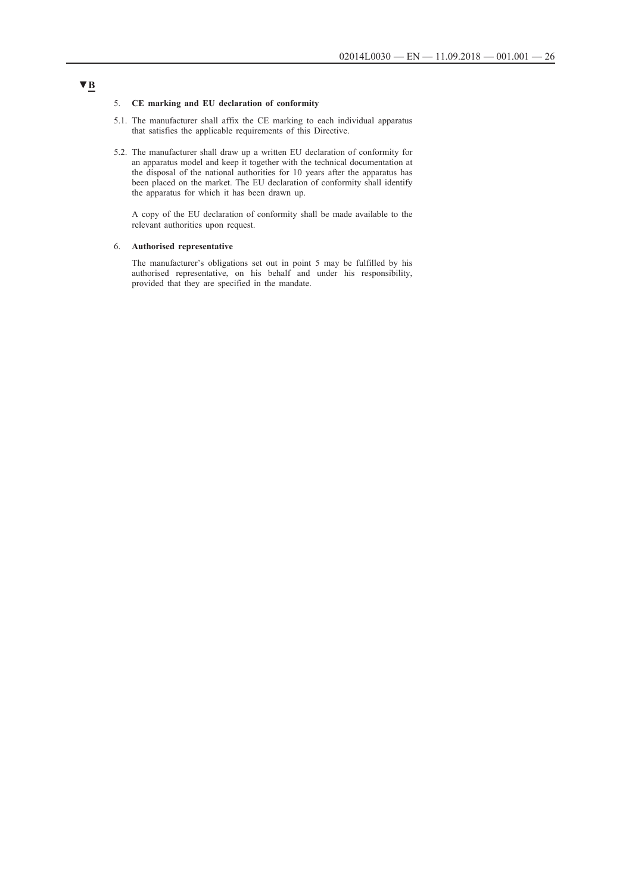▼B

5. **CE marking and EU declaration of conformity**

5.1. The manufacturer shall affix the CE marking to each individual apparatus that satisfies the applicable requirements of this Directive.

5.2. The manufacturer shall draw up a written EU declaration of conformity for an apparatus model and keep it together with the technical documentation at the disposal of the national authorities for 10 years after the apparatus has been placed on the market. The EU declaration of conformity shall identify the apparatus for which it has been drawn up.

A copy of the EU declaration of conformity shall be made available to the relevant authorities upon request.

6. **Authorised representative**

The manufacturer's obligations set out in point 5 may be fulfilled by his authorised representative, on his behalf and under his responsibility, provided that they are specified in the mandate.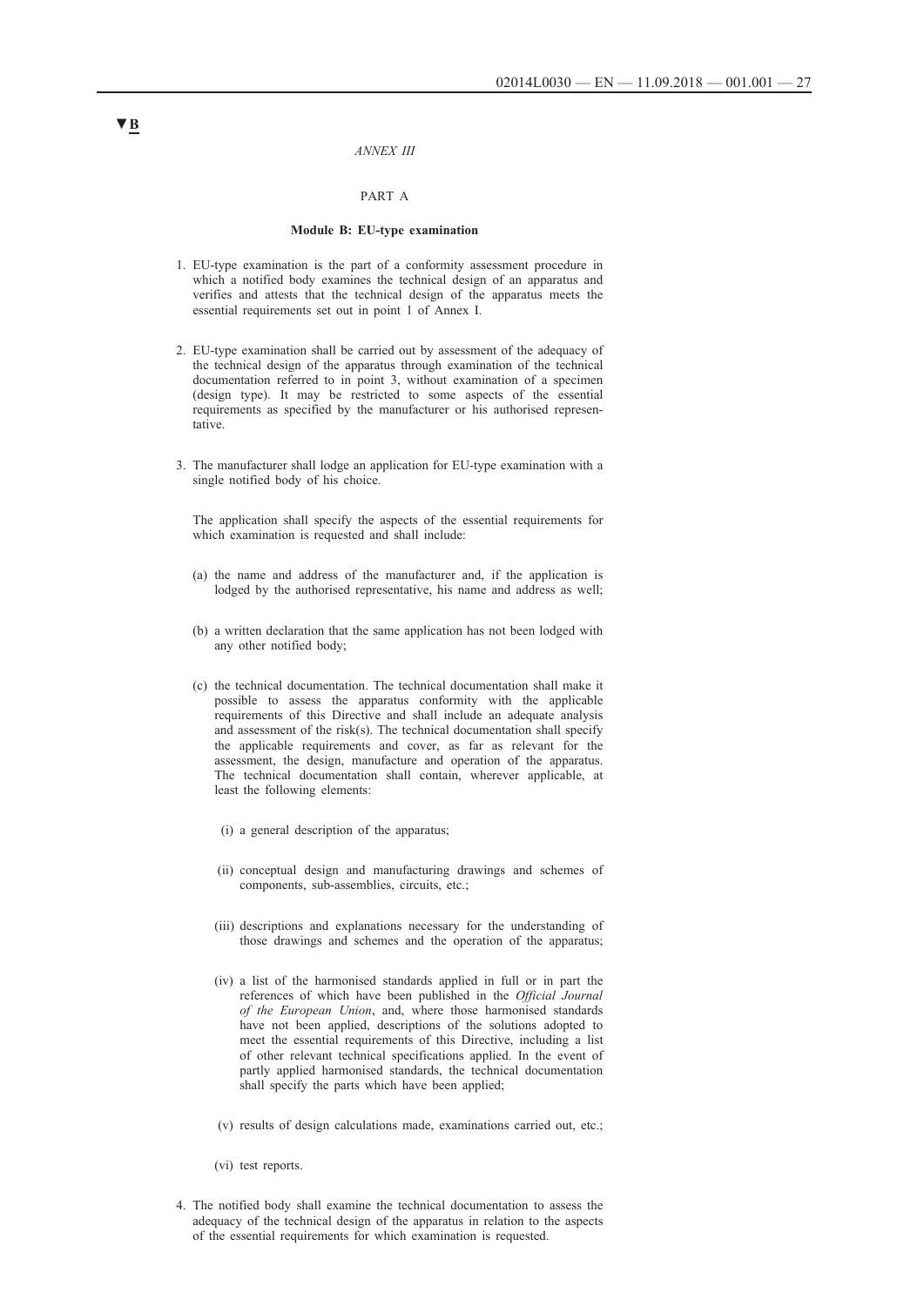▼B

*ANNEX III*

PART A

**Module B: EU-type examination**

1. EU-type examination is the part of a conformity assessment procedure in which a notified body examines the technical design of an apparatus and verifies and attests that the technical design of the apparatus meets the essential requirements set out in point 1 of Annex I.

2. EU-type examination shall be carried out by assessment of the adequacy of the technical design of the apparatus through examination of the technical documentation referred to in point 3, without examination of a specimen (design type). It may be restricted to some aspects of the essential requirements as specified by the manufacturer or his authorised representative.

3. The manufacturer shall lodge an application for EU-type examination with a single notified body of his choice.

   The application shall specify the aspects of the essential requirements for which examination is requested and shall include:

   (a) the name and address of the manufacturer and, if the application is lodged by the authorised representative, his name and address as well;

   (b) a written declaration that the same application has not been lodged with any other notified body;

   (c) the technical documentation. The technical documentation shall make it possible to assess the apparatus conformity with the applicable requirements of this Directive and shall include an adequate analysis and assessment of the risk(s). The technical documentation shall specify the applicable requirements and cover, as far as relevant for the assessment, the design, manufacture and operation of the apparatus. The technical documentation shall contain, wherever applicable, at least the following elements:

      (i) a general description of the apparatus;

      (ii) conceptual design and manufacturing drawings and schemes of components, sub-assemblies, circuits, etc.;

      (iii) descriptions and explanations necessary for the understanding of those drawings and schemes and the operation of the apparatus;

      (iv) a list of the harmonised standards applied in full or in part the references of which have been published in the *Official Journal of the European Union*, and, where those harmonised standards have not been applied, descriptions of the solutions adopted to meet the essential requirements of this Directive, including a list of other relevant technical specifications applied. In the event of partly applied harmonised standards, the technical documentation shall specify the parts which have been applied;

      (v) results of design calculations made, examinations carried out, etc.;

      (vi) test reports.

4. The notified body shall examine the technical documentation to assess the adequacy of the technical design of the apparatus in relation to the aspects of the essential requirements for which examination is requested.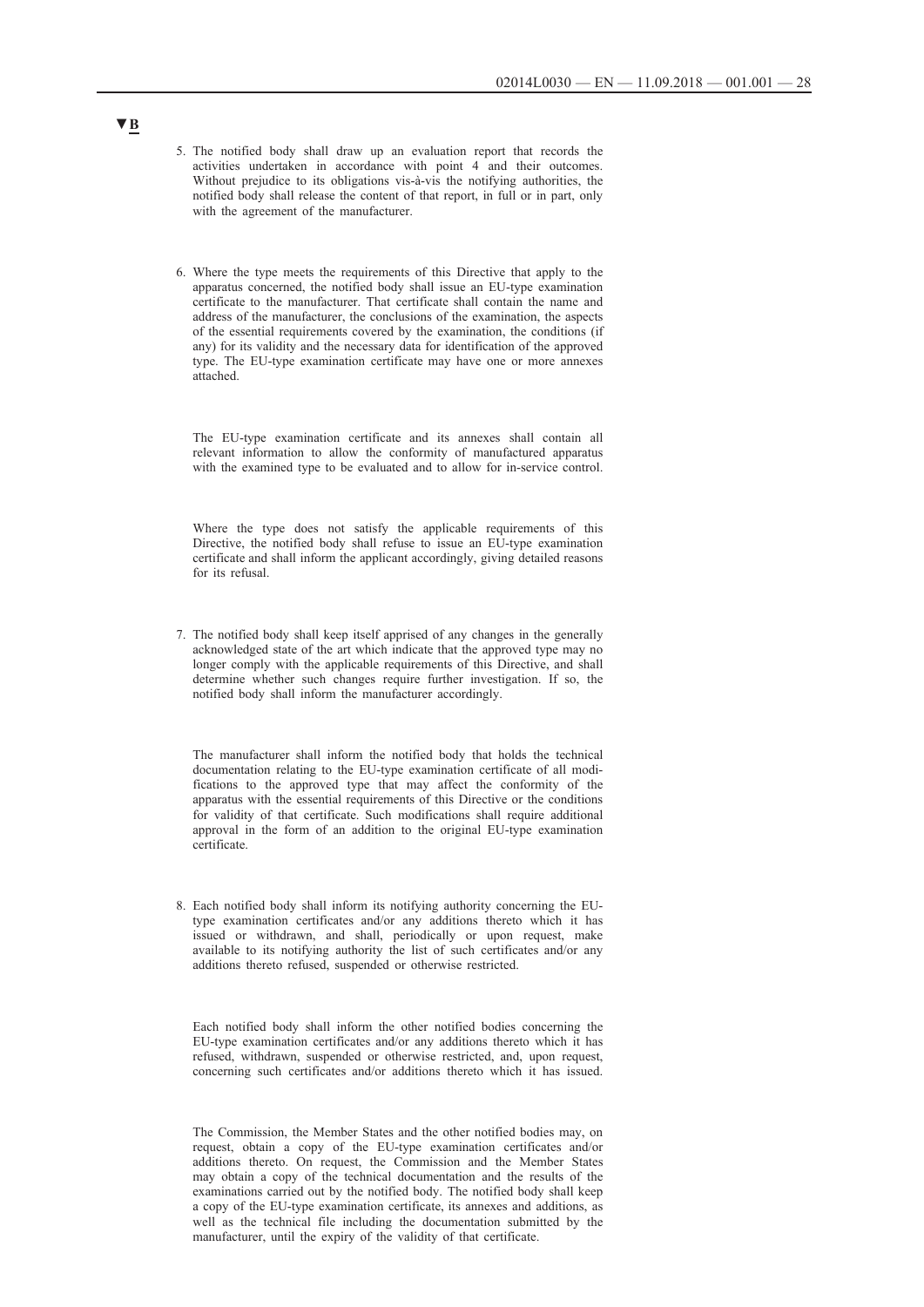▼B

5. The notified body shall draw up an evaluation report that records the activities undertaken in accordance with point 4 and their outcomes. Without prejudice to its obligations vis-à-vis the notifying authorities, the notified body shall release the content of that report, in full or in part, only with the agreement of the manufacturer.

6. Where the type meets the requirements of this Directive that apply to the apparatus concerned, the notified body shall issue an EU-type examination certificate to the manufacturer. That certificate shall contain the name and address of the manufacturer, the conclusions of the examination, the aspects of the essential requirements covered by the examination, the conditions (if any) for its validity and the necessary data for identification of the approved type. The EU-type examination certificate may have one or more annexes attached.

   The EU-type examination certificate and its annexes shall contain all relevant information to allow the conformity of manufactured apparatus with the examined type to be evaluated and to allow for in-service control.

   Where the type does not satisfy the applicable requirements of this Directive, the notified body shall refuse to issue an EU-type examination certificate and shall inform the applicant accordingly, giving detailed reasons for its refusal.

7. The notified body shall keep itself apprised of any changes in the generally acknowledged state of the art which indicate that the approved type may no longer comply with the applicable requirements of this Directive, and shall determine whether such changes require further investigation. If so, the notified body shall inform the manufacturer accordingly.

   The manufacturer shall inform the notified body that holds the technical documentation relating to the EU-type examination certificate of all modifications to the approved type that may affect the conformity of the apparatus with the essential requirements of this Directive or the conditions for validity of that certificate. Such modifications shall require additional approval in the form of an addition to the original EU-type examination certificate.

8. Each notified body shall inform its notifying authority concerning the EU-type examination certificates and/or any additions thereto which it has issued or withdrawn, and shall, periodically or upon request, make available to its notifying authority the list of such certificates and/or any additions thereto refused, suspended or otherwise restricted.

   Each notified body shall inform the other notified bodies concerning the EU-type examination certificates and/or any additions thereto which it has refused, withdrawn, suspended or otherwise restricted, and, upon request, concerning such certificates and/or additions thereto which it has issued.

   The Commission, the Member States and the other notified bodies may, on request, obtain a copy of the EU-type examination certificates and/or additions thereto. On request, the Commission and the Member States may obtain a copy of the technical documentation and the results of the examinations carried out by the notified body. The notified body shall keep a copy of the EU-type examination certificate, its annexes and additions, as well as the technical file including the documentation submitted by the manufacturer, until the expiry of the validity of that certificate.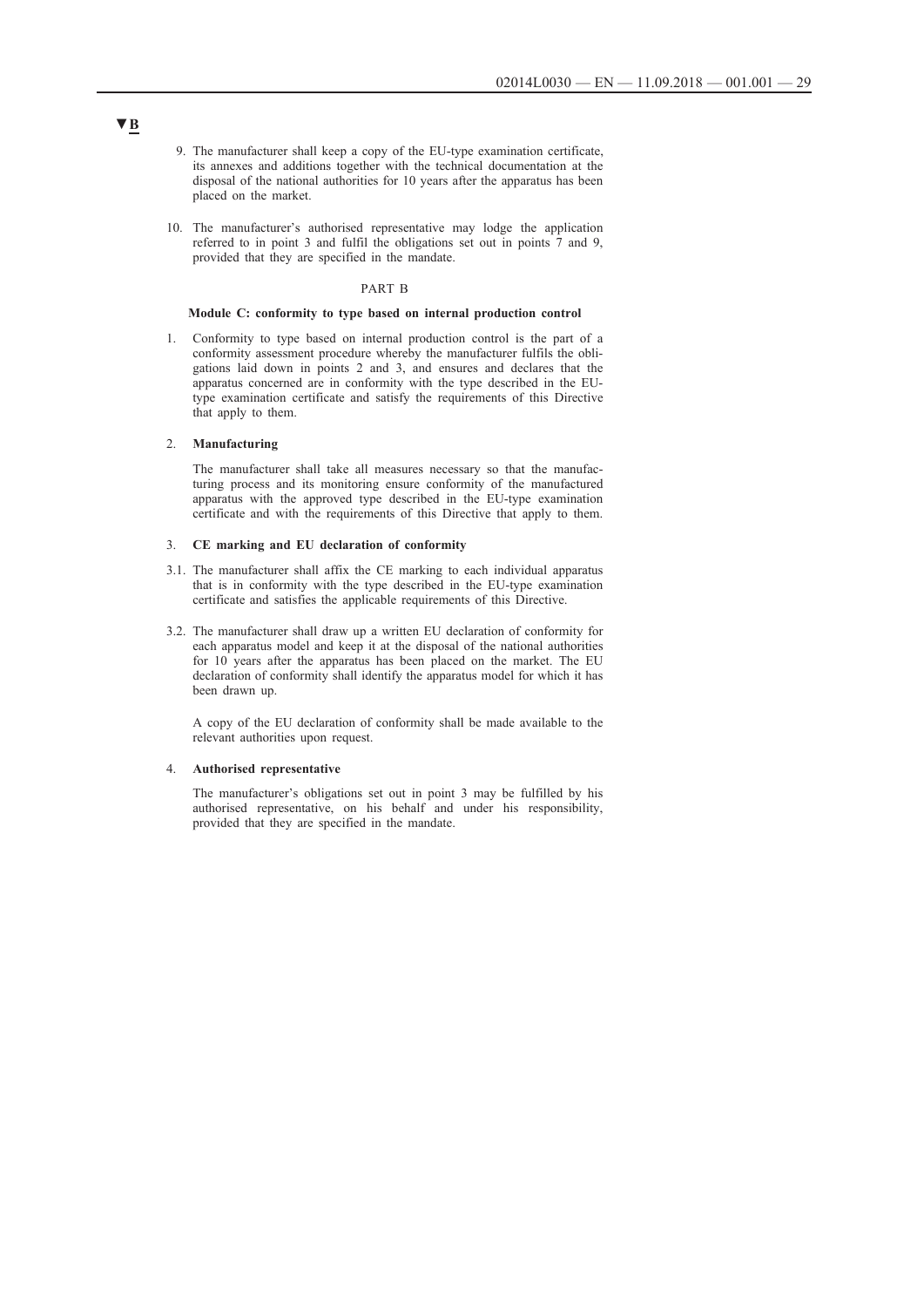▼B

9. The manufacturer shall keep a copy of the EU-type examination certificate, its annexes and additions together with the technical documentation at the disposal of the national authorities for 10 years after the apparatus has been placed on the market.

10. The manufacturer's authorised representative may lodge the application referred to in point 3 and fulfil the obligations set out in points 7 and 9, provided that they are specified in the mandate.

PART B

**Module C: conformity to type based on internal production control**

1. Conformity to type based on internal production control is the part of a conformity assessment procedure whereby the manufacturer fulfils the obligations laid down in points 2 and 3, and ensures and declares that the apparatus concerned are in conformity with the type described in the EU-type examination certificate and satisfy the requirements of this Directive that apply to them.

2. **Manufacturing**

   The manufacturer shall take all measures necessary so that the manufacturing process and its monitoring ensure conformity of the manufactured apparatus with the approved type described in the EU-type examination certificate and with the requirements of this Directive that apply to them.

3. **CE marking and EU declaration of conformity**

3.1. The manufacturer shall affix the CE marking to each individual apparatus that is in conformity with the type described in the EU-type examination certificate and satisfies the applicable requirements of this Directive.

3.2. The manufacturer shall draw up a written EU declaration of conformity for each apparatus model and keep it at the disposal of the national authorities for 10 years after the apparatus has been placed on the market. The EU declaration of conformity shall identify the apparatus model for which it has been drawn up.

   A copy of the EU declaration of conformity shall be made available to the relevant authorities upon request.

4. **Authorised representative**

   The manufacturer's obligations set out in point 3 may be fulfilled by his authorised representative, on his behalf and under his responsibility, provided that they are specified in the mandate.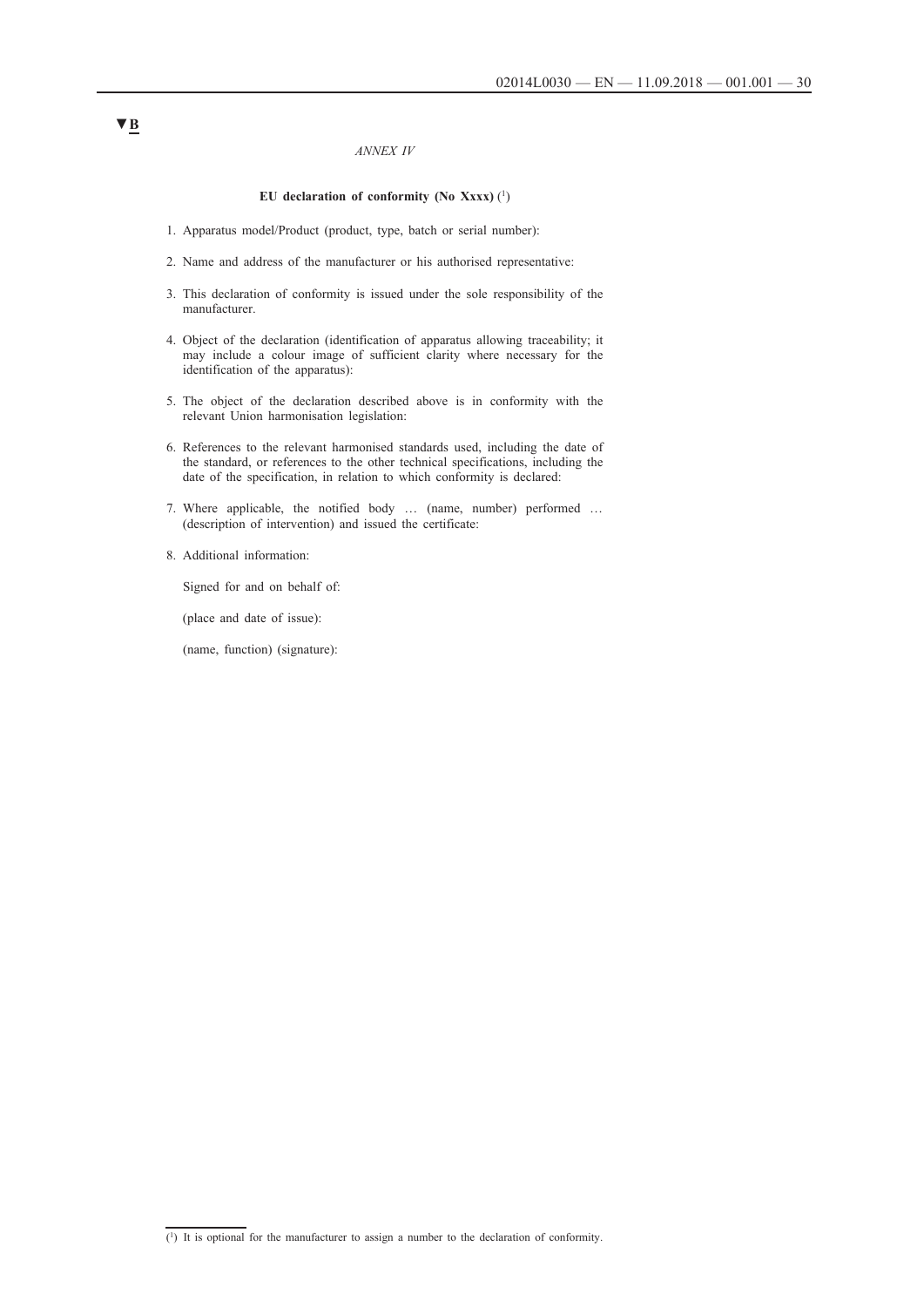▼B

*ANNEX IV*

**EU declaration of conformity (No Xxxx)** [1]

1. Apparatus model/Product (product, type, batch or serial number):

2. Name and address of the manufacturer or his authorised representative:

3. This declaration of conformity is issued under the sole responsibility of the manufacturer.

4. Object of the declaration (identification of apparatus allowing traceability; it may include a colour image of sufficient clarity where necessary for the identification of the apparatus):

5. The object of the declaration described above is in conformity with the relevant Union harmonisation legislation:

6. References to the relevant harmonised standards used, including the date of the standard, or references to the other technical specifications, including the date of the specification, in relation to which conformity is declared:

7. Where applicable, the notified body … (name, number) performed … (description of intervention) and issued the certificate:

8. Additional information:

   Signed for and on behalf of:

   (place and date of issue):

   (name, function) (signature):

---

[1] It is optional for the manufacturer to assign a number to the declaration of conformity.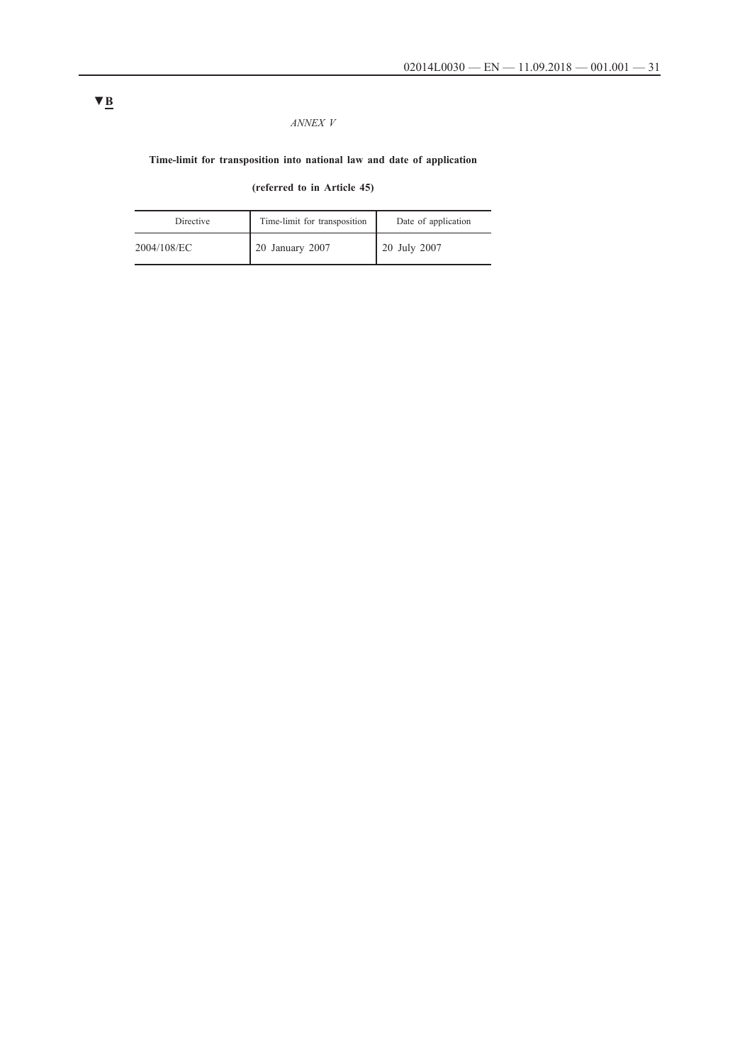▼B

*ANNEX V*

**Time-limit for transposition into national law and date of application**

**(referred to in Article 45)**

| Directive | Time-limit for transposition | Date of application |
|---|---|---|
| 2004/108/EC | 20 January 2007 | 20 July 2007 |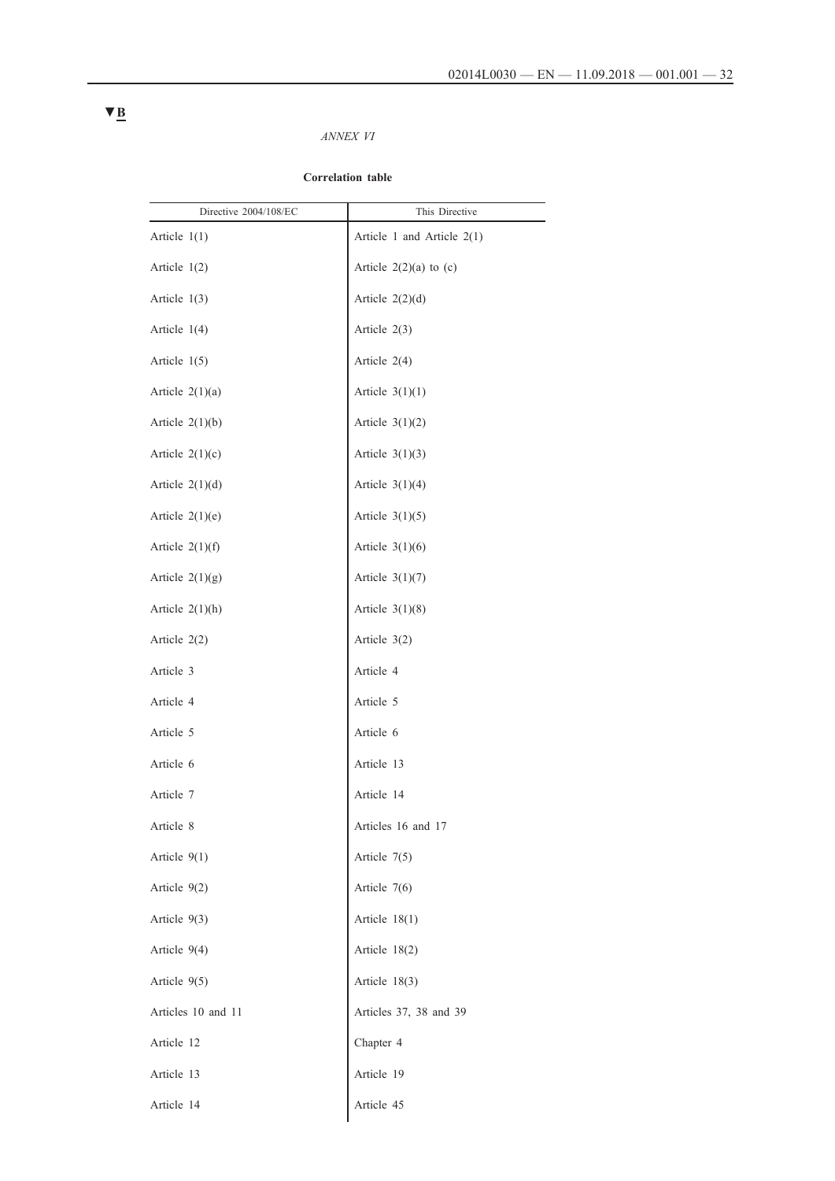▼B

*ANNEX VI*

**Correlation table**

| Directive 2004/108/EC | This Directive |
|---|---|
| Article 1(1) | Article 1 and Article 2(1) |
| Article 1(2) | Article 2(2)(a) to (c) |
| Article 1(3) | Article 2(2)(d) |
| Article 1(4) | Article 2(3) |
| Article 1(5) | Article 2(4) |
| Article 2(1)(a) | Article 3(1)(1) |
| Article 2(1)(b) | Article 3(1)(2) |
| Article 2(1)(c) | Article 3(1)(3) |
| Article 2(1)(d) | Article 3(1)(4) |
| Article 2(1)(e) | Article 3(1)(5) |
| Article 2(1)(f) | Article 3(1)(6) |
| Article 2(1)(g) | Article 3(1)(7) |
| Article 2(1)(h) | Article 3(1)(8) |
| Article 2(2) | Article 3(2) |
| Article 3 | Article 4 |
| Article 4 | Article 5 |
| Article 5 | Article 6 |
| Article 6 | Article 13 |
| Article 7 | Article 14 |
| Article 8 | Articles 16 and 17 |
| Article 9(1) | Article 7(5) |
| Article 9(2) | Article 7(6) |
| Article 9(3) | Article 18(1) |
| Article 9(4) | Article 18(2) |
| Article 9(5) | Article 18(3) |
| Articles 10 and 11 | Articles 37, 38 and 39 |
| Article 12 | Chapter 4 |
| Article 13 | Article 19 |
| Article 14 | Article 45 |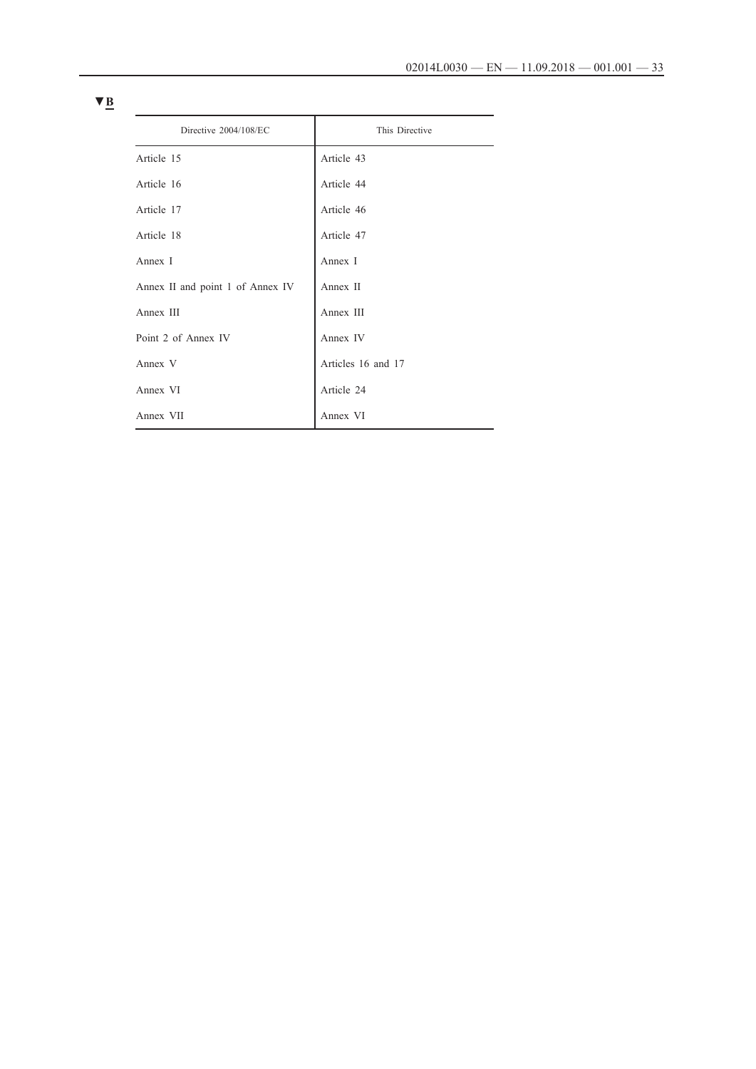▼B

| Directive 2004/108/EC | This Directive |
|---|---|
| Article 15 | Article 43 |
| Article 16 | Article 44 |
| Article 17 | Article 46 |
| Article 18 | Article 47 |
| Annex I | Annex I |
| Annex II and point 1 of Annex IV | Annex II |
| Annex III | Annex III |
| Point 2 of Annex IV | Annex IV |
| Annex V | Articles 16 and 17 |
| Annex VI | Article 24 |
| Annex VII | Annex VI |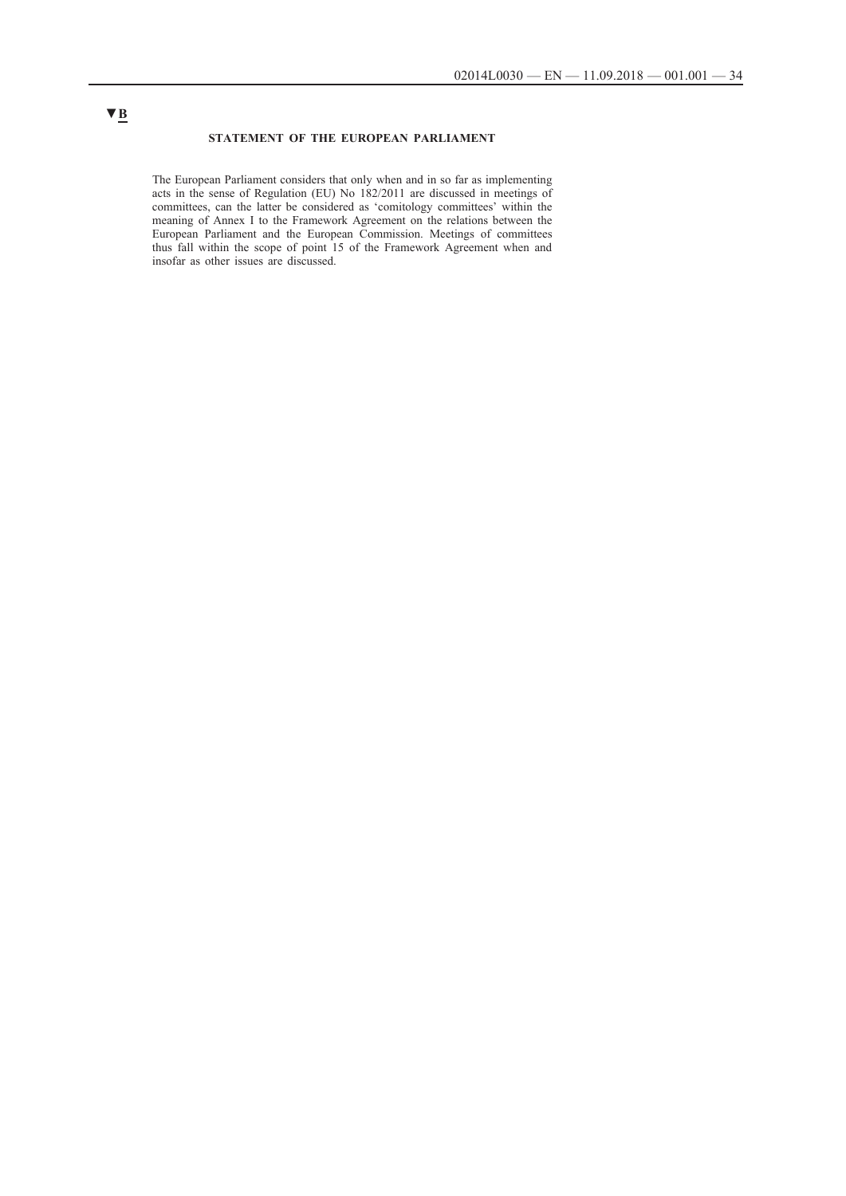▼B

### STATEMENT OF THE EUROPEAN PARLIAMENT

The European Parliament considers that only when and in so far as implementing acts in the sense of Regulation (EU) No 182/2011 are discussed in meetings of committees, can the latter be considered as 'comitology committees' within the meaning of Annex I to the Framework Agreement on the relations between the European Parliament and the European Commission. Meetings of committees thus fall within the scope of point 15 of the Framework Agreement when and insofar as other issues are discussed.